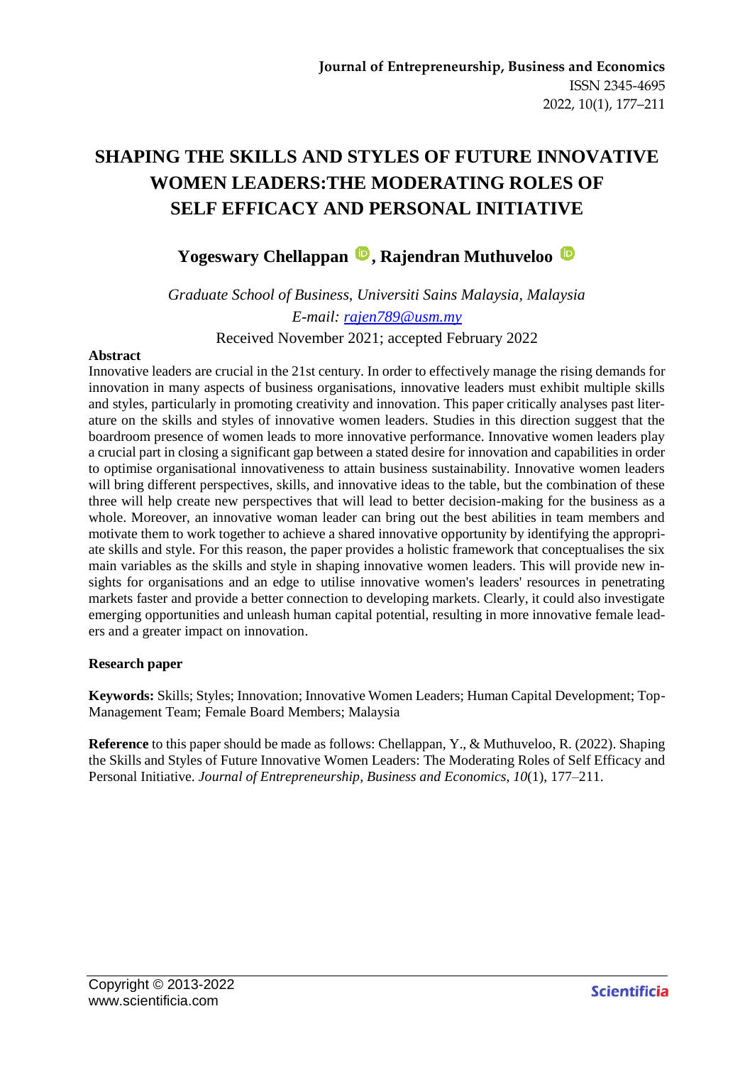**Journal of Entrepreneurship, Business and Economics**
ISSN 2345-4695
2022, 10(1), 177–211

# SHAPING THE SKILLS AND STYLES OF FUTURE INNOVATIVE WOMEN LEADERS:THE MODERATING ROLES OF SELF EFFICACY AND PERSONAL INITIATIVE

**Yogeswary Chellappan, Rajendran Muthuveloo**

*Graduate School of Business, Universiti Sains Malaysia, Malaysia*
*E-mail: rajen789@usm.my*

Received November 2021; accepted February 2022

**Abstract**

Innovative leaders are crucial in the 21st century. In order to effectively manage the rising demands for innovation in many aspects of business organisations, innovative leaders must exhibit multiple skills and styles, particularly in promoting creativity and innovation. This paper critically analyses past literature on the skills and styles of innovative women leaders. Studies in this direction suggest that the boardroom presence of women leads to more innovative performance. Innovative women leaders play a crucial part in closing a significant gap between a stated desire for innovation and capabilities in order to optimise organisational innovativeness to attain business sustainability. Innovative women leaders will bring different perspectives, skills, and innovative ideas to the table, but the combination of these three will help create new perspectives that will lead to better decision-making for the business as a whole. Moreover, an innovative woman leader can bring out the best abilities in team members and motivate them to work together to achieve a shared innovative opportunity by identifying the appropriate skills and style. For this reason, the paper provides a holistic framework that conceptualises the six main variables as the skills and style in shaping innovative women leaders. This will provide new insights for organisations and an edge to utilise innovative women's leaders' resources in penetrating markets faster and provide a better connection to developing markets. Clearly, it could also investigate emerging opportunities and unleash human capital potential, resulting in more innovative female leaders and a greater impact on innovation.

**Research paper**

**Keywords:** Skills; Styles; Innovation; Innovative Women Leaders; Human Capital Development; Top-Management Team; Female Board Members; Malaysia

**Reference** to this paper should be made as follows: Chellappan, Y., & Muthuveloo, R. (2022). Shaping the Skills and Styles of Future Innovative Women Leaders: The Moderating Roles of Self Efficacy and Personal Initiative. *Journal of Entrepreneurship, Business and Economics*, *10*(1), 177–211.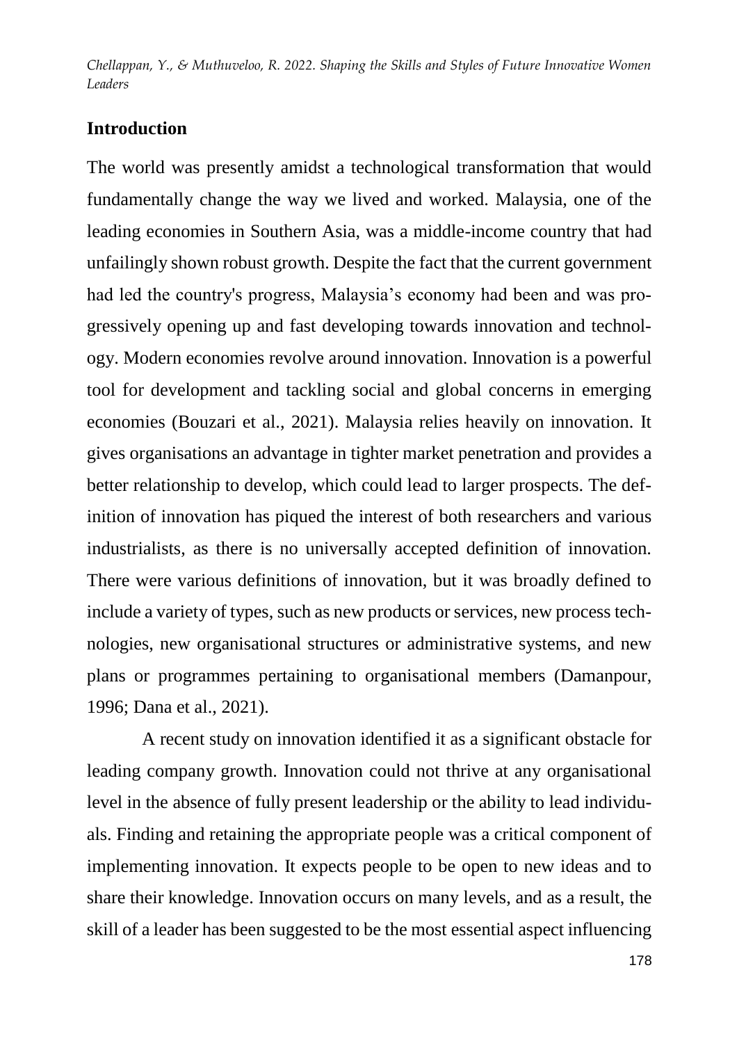## Introduction

The world was presently amidst a technological transformation that would fundamentally change the way we lived and worked. Malaysia, one of the leading economies in Southern Asia, was a middle-income country that had unfailingly shown robust growth. Despite the fact that the current government had led the country's progress, Malaysia's economy had been and was progressively opening up and fast developing towards innovation and technology. Modern economies revolve around innovation. Innovation is a powerful tool for development and tackling social and global concerns in emerging economies (Bouzari et al., 2021). Malaysia relies heavily on innovation. It gives organisations an advantage in tighter market penetration and provides a better relationship to develop, which could lead to larger prospects. The definition of innovation has piqued the interest of both researchers and various industrialists, as there is no universally accepted definition of innovation. There were various definitions of innovation, but it was broadly defined to include a variety of types, such as new products or services, new process technologies, new organisational structures or administrative systems, and new plans or programmes pertaining to organisational members (Damanpour, 1996; Dana et al., 2021).

A recent study on innovation identified it as a significant obstacle for leading company growth. Innovation could not thrive at any organisational level in the absence of fully present leadership or the ability to lead individuals. Finding and retaining the appropriate people was a critical component of implementing innovation. It expects people to be open to new ideas and to share their knowledge. Innovation occurs on many levels, and as a result, the skill of a leader has been suggested to be the most essential aspect influencing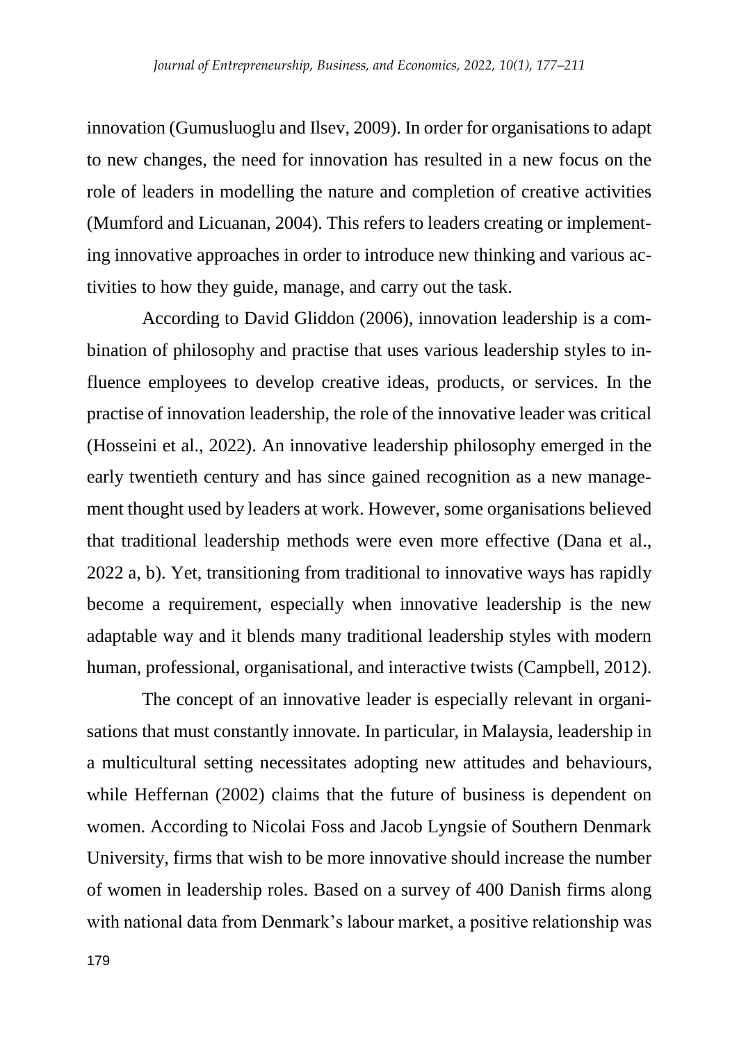innovation (Gumusluoglu and Ilsev, 2009). In order for organisations to adapt to new changes, the need for innovation has resulted in a new focus on the role of leaders in modelling the nature and completion of creative activities (Mumford and Licuanan, 2004). This refers to leaders creating or implementing innovative approaches in order to introduce new thinking and various activities to how they guide, manage, and carry out the task.

According to David Gliddon (2006), innovation leadership is a combination of philosophy and practise that uses various leadership styles to influence employees to develop creative ideas, products, or services. In the practise of innovation leadership, the role of the innovative leader was critical (Hosseini et al., 2022). An innovative leadership philosophy emerged in the early twentieth century and has since gained recognition as a new management thought used by leaders at work. However, some organisations believed that traditional leadership methods were even more effective (Dana et al., 2022 a, b). Yet, transitioning from traditional to innovative ways has rapidly become a requirement, especially when innovative leadership is the new adaptable way and it blends many traditional leadership styles with modern human, professional, organisational, and interactive twists (Campbell, 2012).

The concept of an innovative leader is especially relevant in organisations that must constantly innovate. In particular, in Malaysia, leadership in a multicultural setting necessitates adopting new attitudes and behaviours, while Heffernan (2002) claims that the future of business is dependent on women. According to Nicolai Foss and Jacob Lyngsie of Southern Denmark University, firms that wish to be more innovative should increase the number of women in leadership roles. Based on a survey of 400 Danish firms along with national data from Denmark's labour market, a positive relationship was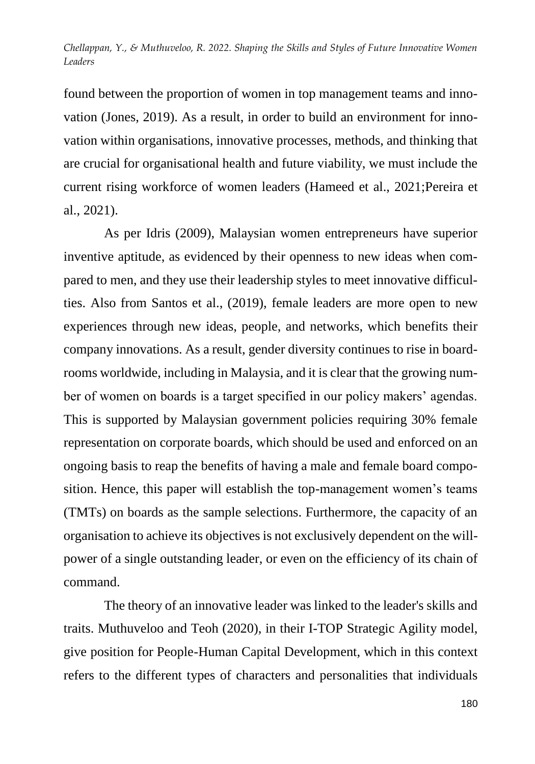found between the proportion of women in top management teams and innovation (Jones, 2019). As a result, in order to build an environment for innovation within organisations, innovative processes, methods, and thinking that are crucial for organisational health and future viability, we must include the current rising workforce of women leaders (Hameed et al., 2021;Pereira et al., 2021).

As per Idris (2009), Malaysian women entrepreneurs have superior inventive aptitude, as evidenced by their openness to new ideas when compared to men, and they use their leadership styles to meet innovative difficulties. Also from Santos et al., (2019), female leaders are more open to new experiences through new ideas, people, and networks, which benefits their company innovations. As a result, gender diversity continues to rise in boardrooms worldwide, including in Malaysia, and it is clear that the growing number of women on boards is a target specified in our policy makers' agendas. This is supported by Malaysian government policies requiring 30% female representation on corporate boards, which should be used and enforced on an ongoing basis to reap the benefits of having a male and female board composition. Hence, this paper will establish the top-management women's teams (TMTs) on boards as the sample selections. Furthermore, the capacity of an organisation to achieve its objectives is not exclusively dependent on the willpower of a single outstanding leader, or even on the efficiency of its chain of command.

The theory of an innovative leader was linked to the leader's skills and traits. Muthuveloo and Teoh (2020), in their I-TOP Strategic Agility model, give position for People-Human Capital Development, which in this context refers to the different types of characters and personalities that individuals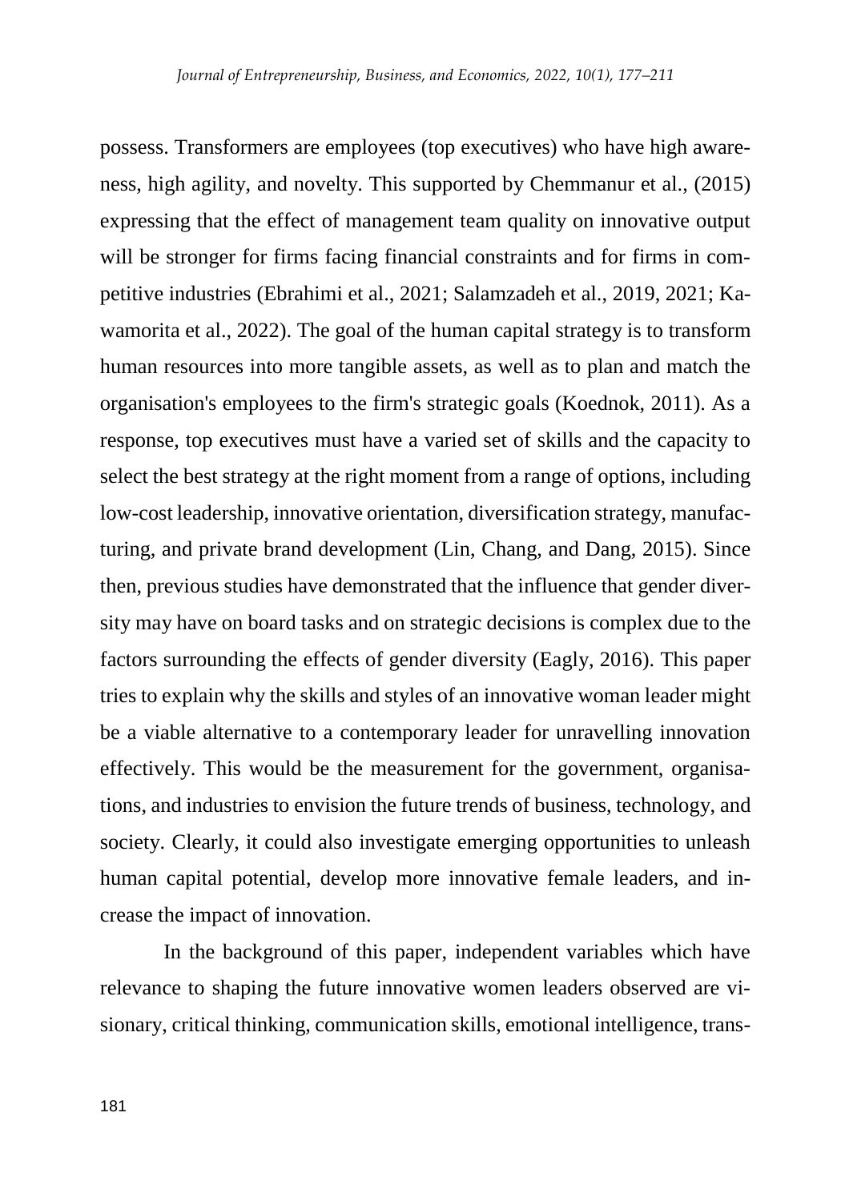possess. Transformers are employees (top executives) who have high awareness, high agility, and novelty. This supported by Chemmanur et al., (2015) expressing that the effect of management team quality on innovative output will be stronger for firms facing financial constraints and for firms in competitive industries (Ebrahimi et al., 2021; Salamzadeh et al., 2019, 2021; Kawamorita et al., 2022). The goal of the human capital strategy is to transform human resources into more tangible assets, as well as to plan and match the organisation's employees to the firm's strategic goals (Koednok, 2011). As a response, top executives must have a varied set of skills and the capacity to select the best strategy at the right moment from a range of options, including low-cost leadership, innovative orientation, diversification strategy, manufacturing, and private brand development (Lin, Chang, and Dang, 2015). Since then, previous studies have demonstrated that the influence that gender diversity may have on board tasks and on strategic decisions is complex due to the factors surrounding the effects of gender diversity (Eagly, 2016). This paper tries to explain why the skills and styles of an innovative woman leader might be a viable alternative to a contemporary leader for unravelling innovation effectively. This would be the measurement for the government, organisations, and industries to envision the future trends of business, technology, and society. Clearly, it could also investigate emerging opportunities to unleash human capital potential, develop more innovative female leaders, and increase the impact of innovation.

In the background of this paper, independent variables which have relevance to shaping the future innovative women leaders observed are visionary, critical thinking, communication skills, emotional intelligence, trans-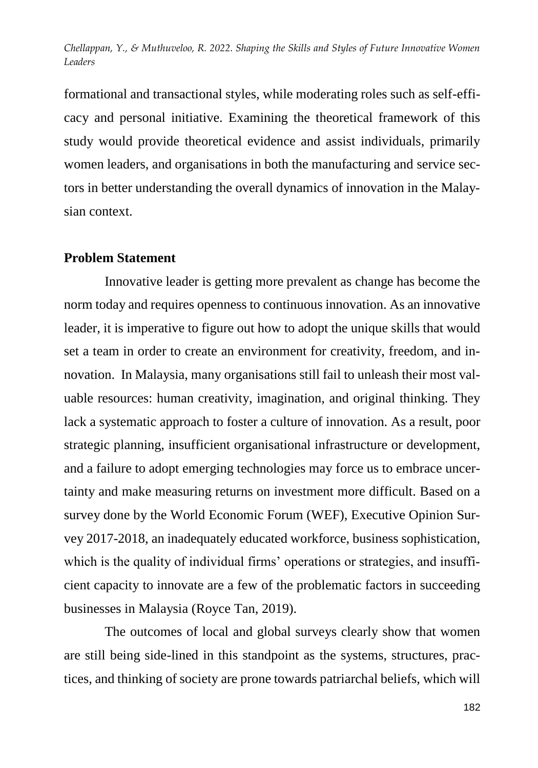formational and transactional styles, while moderating roles such as self-efficacy and personal initiative. Examining the theoretical framework of this study would provide theoretical evidence and assist individuals, primarily women leaders, and organisations in both the manufacturing and service sectors in better understanding the overall dynamics of innovation in the Malaysian context.

**Problem Statement**

Innovative leader is getting more prevalent as change has become the norm today and requires openness to continuous innovation. As an innovative leader, it is imperative to figure out how to adopt the unique skills that would set a team in order to create an environment for creativity, freedom, and innovation. In Malaysia, many organisations still fail to unleash their most valuable resources: human creativity, imagination, and original thinking. They lack a systematic approach to foster a culture of innovation. As a result, poor strategic planning, insufficient organisational infrastructure or development, and a failure to adopt emerging technologies may force us to embrace uncertainty and make measuring returns on investment more difficult. Based on a survey done by the World Economic Forum (WEF), Executive Opinion Survey 2017-2018, an inadequately educated workforce, business sophistication, which is the quality of individual firms' operations or strategies, and insufficient capacity to innovate are a few of the problematic factors in succeeding businesses in Malaysia (Royce Tan, 2019).

The outcomes of local and global surveys clearly show that women are still being side-lined in this standpoint as the systems, structures, practices, and thinking of society are prone towards patriarchal beliefs, which will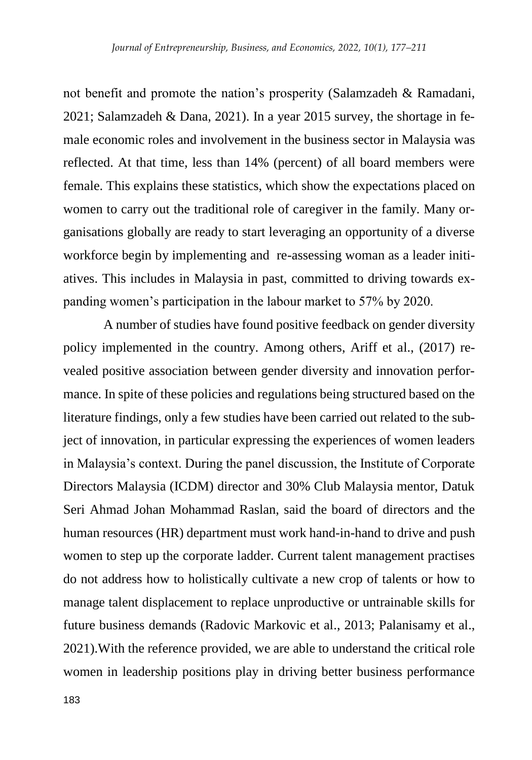not benefit and promote the nation's prosperity (Salamzadeh & Ramadani, 2021; Salamzadeh & Dana, 2021). In a year 2015 survey, the shortage in female economic roles and involvement in the business sector in Malaysia was reflected. At that time, less than 14% (percent) of all board members were female. This explains these statistics, which show the expectations placed on women to carry out the traditional role of caregiver in the family. Many organisations globally are ready to start leveraging an opportunity of a diverse workforce begin by implementing and re-assessing woman as a leader initiatives. This includes in Malaysia in past, committed to driving towards expanding women's participation in the labour market to 57% by 2020.

A number of studies have found positive feedback on gender diversity policy implemented in the country. Among others, Ariff et al., (2017) revealed positive association between gender diversity and innovation performance. In spite of these policies and regulations being structured based on the literature findings, only a few studies have been carried out related to the subject of innovation, in particular expressing the experiences of women leaders in Malaysia's context. During the panel discussion, the Institute of Corporate Directors Malaysia (ICDM) director and 30% Club Malaysia mentor, Datuk Seri Ahmad Johan Mohammad Raslan, said the board of directors and the human resources (HR) department must work hand-in-hand to drive and push women to step up the corporate ladder. Current talent management practises do not address how to holistically cultivate a new crop of talents or how to manage talent displacement to replace unproductive or untrainable skills for future business demands (Radovic Markovic et al., 2013; Palanisamy et al., 2021).With the reference provided, we are able to understand the critical role women in leadership positions play in driving better business performance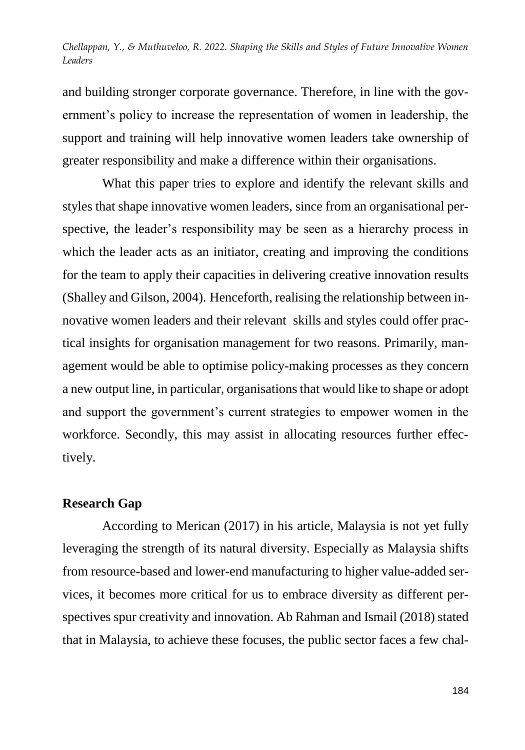and building stronger corporate governance. Therefore, in line with the government's policy to increase the representation of women in leadership, the support and training will help innovative women leaders take ownership of greater responsibility and make a difference within their organisations.

What this paper tries to explore and identify the relevant skills and styles that shape innovative women leaders, since from an organisational perspective, the leader's responsibility may be seen as a hierarchy process in which the leader acts as an initiator, creating and improving the conditions for the team to apply their capacities in delivering creative innovation results (Shalley and Gilson, 2004). Henceforth, realising the relationship between innovative women leaders and their relevant skills and styles could offer practical insights for organisation management for two reasons. Primarily, management would be able to optimise policy-making processes as they concern a new output line, in particular, organisations that would like to shape or adopt and support the government's current strategies to empower women in the workforce. Secondly, this may assist in allocating resources further effectively.

## Research Gap

According to Merican (2017) in his article, Malaysia is not yet fully leveraging the strength of its natural diversity. Especially as Malaysia shifts from resource-based and lower-end manufacturing to higher value-added services, it becomes more critical for us to embrace diversity as different perspectives spur creativity and innovation. Ab Rahman and Ismail (2018) stated that in Malaysia, to achieve these focuses, the public sector faces a few chal-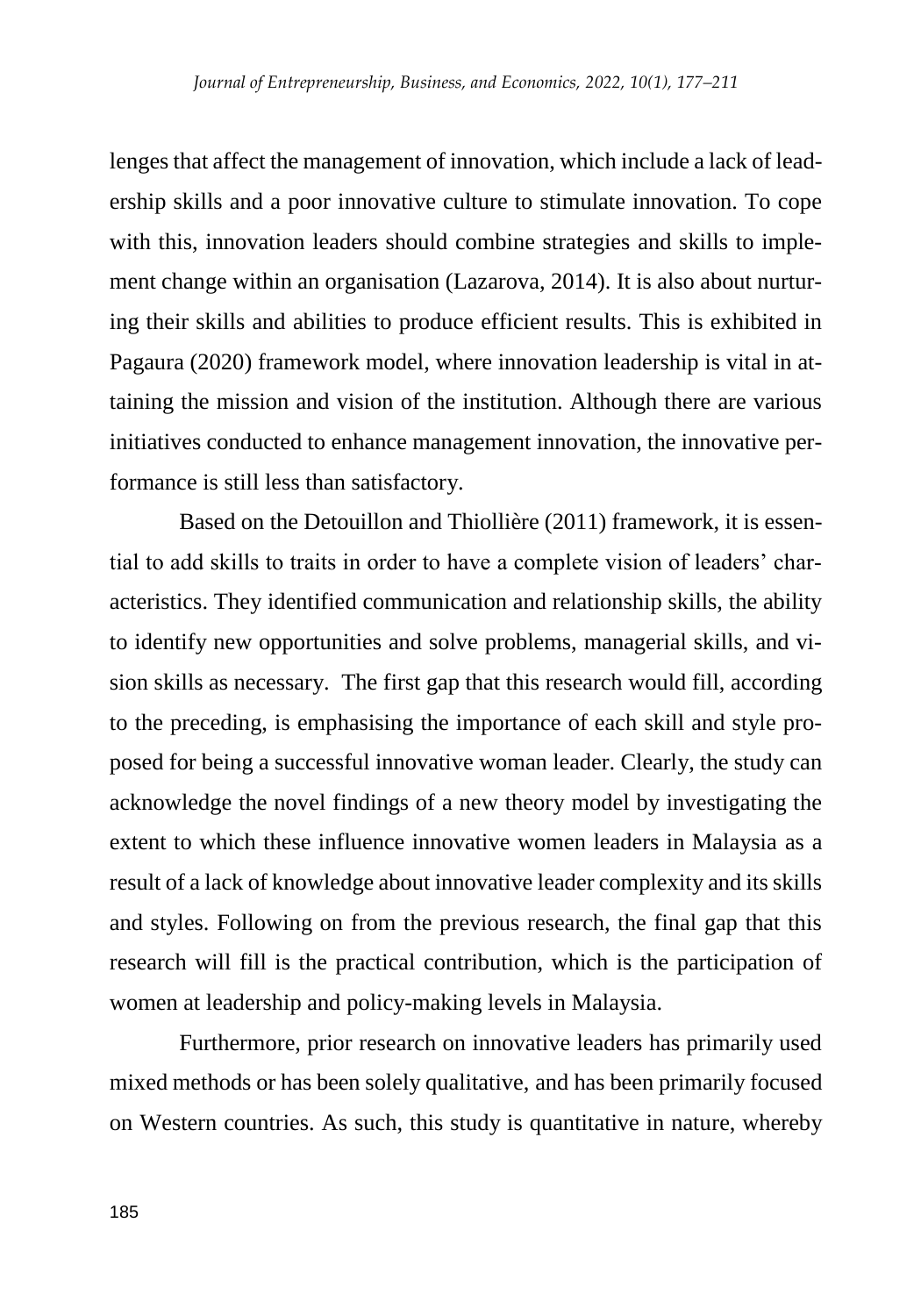lenges that affect the management of innovation, which include a lack of leadership skills and a poor innovative culture to stimulate innovation. To cope with this, innovation leaders should combine strategies and skills to implement change within an organisation (Lazarova, 2014). It is also about nurturing their skills and abilities to produce efficient results. This is exhibited in Pagaura (2020) framework model, where innovation leadership is vital in attaining the mission and vision of the institution. Although there are various initiatives conducted to enhance management innovation, the innovative performance is still less than satisfactory.

Based on the Detouillon and Thiollière (2011) framework, it is essential to add skills to traits in order to have a complete vision of leaders' characteristics. They identified communication and relationship skills, the ability to identify new opportunities and solve problems, managerial skills, and vision skills as necessary. The first gap that this research would fill, according to the preceding, is emphasising the importance of each skill and style proposed for being a successful innovative woman leader. Clearly, the study can acknowledge the novel findings of a new theory model by investigating the extent to which these influence innovative women leaders in Malaysia as a result of a lack of knowledge about innovative leader complexity and its skills and styles. Following on from the previous research, the final gap that this research will fill is the practical contribution, which is the participation of women at leadership and policy-making levels in Malaysia.

Furthermore, prior research on innovative leaders has primarily used mixed methods or has been solely qualitative, and has been primarily focused on Western countries. As such, this study is quantitative in nature, whereby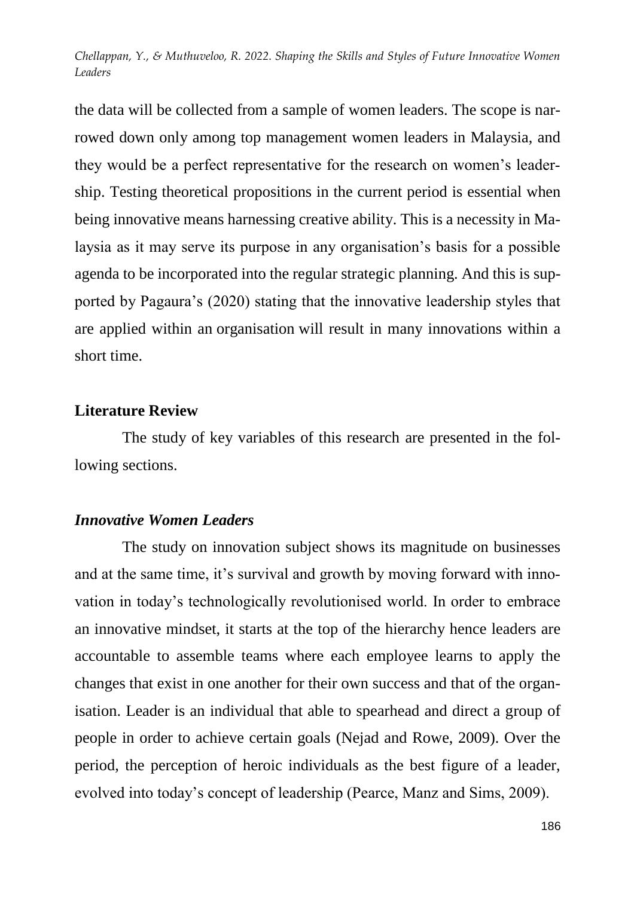the data will be collected from a sample of women leaders. The scope is narrowed down only among top management women leaders in Malaysia, and they would be a perfect representative for the research on women's leadership. Testing theoretical propositions in the current period is essential when being innovative means harnessing creative ability. This is a necessity in Malaysia as it may serve its purpose in any organisation's basis for a possible agenda to be incorporated into the regular strategic planning. And this is supported by Pagaura's (2020) stating that the innovative leadership styles that are applied within an organisation will result in many innovations within a short time.

## Literature Review

The study of key variables of this research are presented in the following sections.

### *Innovative Women Leaders*

The study on innovation subject shows its magnitude on businesses and at the same time, it's survival and growth by moving forward with innovation in today's technologically revolutionised world. In order to embrace an innovative mindset, it starts at the top of the hierarchy hence leaders are accountable to assemble teams where each employee learns to apply the changes that exist in one another for their own success and that of the organisation. Leader is an individual that able to spearhead and direct a group of people in order to achieve certain goals (Nejad and Rowe, 2009). Over the period, the perception of heroic individuals as the best figure of a leader, evolved into today's concept of leadership (Pearce, Manz and Sims, 2009).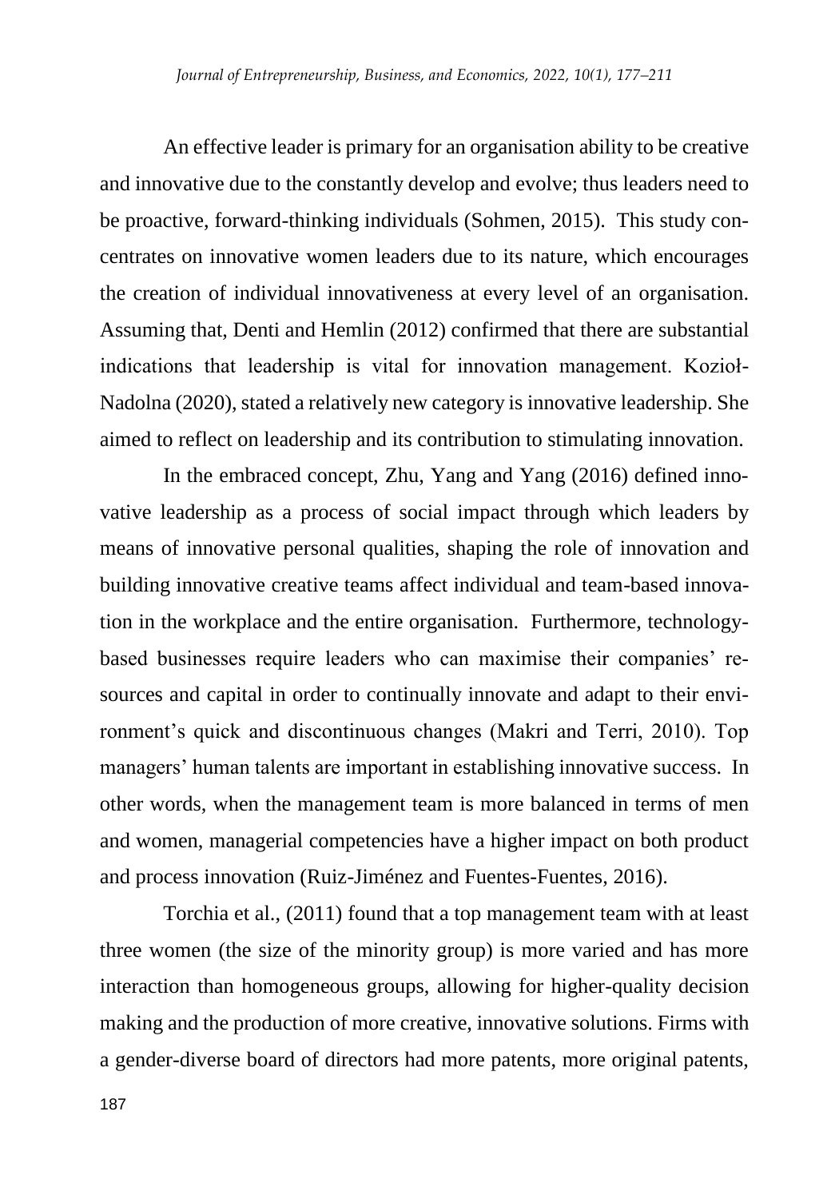An effective leader is primary for an organisation ability to be creative and innovative due to the constantly develop and evolve; thus leaders need to be proactive, forward-thinking individuals (Sohmen, 2015). This study concentrates on innovative women leaders due to its nature, which encourages the creation of individual innovativeness at every level of an organisation. Assuming that, Denti and Hemlin (2012) confirmed that there are substantial indications that leadership is vital for innovation management. Kozioł-Nadolna (2020), stated a relatively new category is innovative leadership. She aimed to reflect on leadership and its contribution to stimulating innovation.

In the embraced concept, Zhu, Yang and Yang (2016) defined innovative leadership as a process of social impact through which leaders by means of innovative personal qualities, shaping the role of innovation and building innovative creative teams affect individual and team-based innovation in the workplace and the entire organisation. Furthermore, technology-based businesses require leaders who can maximise their companies' resources and capital in order to continually innovate and adapt to their environment's quick and discontinuous changes (Makri and Terri, 2010). Top managers' human talents are important in establishing innovative success. In other words, when the management team is more balanced in terms of men and women, managerial competencies have a higher impact on both product and process innovation (Ruiz-Jiménez and Fuentes-Fuentes, 2016).

Torchia et al., (2011) found that a top management team with at least three women (the size of the minority group) is more varied and has more interaction than homogeneous groups, allowing for higher-quality decision making and the production of more creative, innovative solutions. Firms with a gender-diverse board of directors had more patents, more original patents,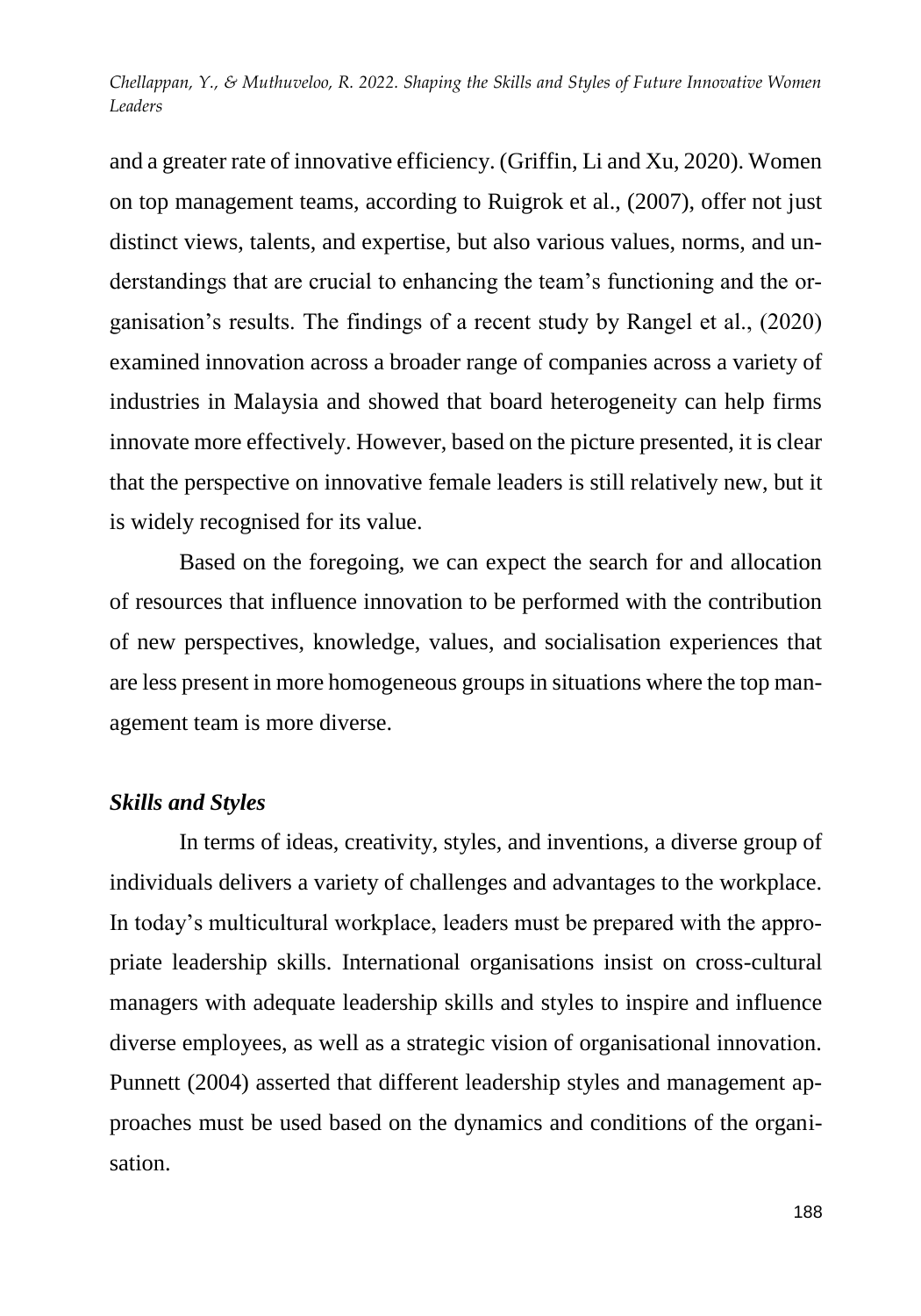and a greater rate of innovative efficiency. (Griffin, Li and Xu, 2020). Women on top management teams, according to Ruigrok et al., (2007), offer not just distinct views, talents, and expertise, but also various values, norms, and understandings that are crucial to enhancing the team's functioning and the organisation's results. The findings of a recent study by Rangel et al., (2020) examined innovation across a broader range of companies across a variety of industries in Malaysia and showed that board heterogeneity can help firms innovate more effectively. However, based on the picture presented, it is clear that the perspective on innovative female leaders is still relatively new, but it is widely recognised for its value.

Based on the foregoing, we can expect the search for and allocation of resources that influence innovation to be performed with the contribution of new perspectives, knowledge, values, and socialisation experiences that are less present in more homogeneous groups in situations where the top management team is more diverse.

***Skills and Styles***

In terms of ideas, creativity, styles, and inventions, a diverse group of individuals delivers a variety of challenges and advantages to the workplace. In today's multicultural workplace, leaders must be prepared with the appropriate leadership skills. International organisations insist on cross-cultural managers with adequate leadership skills and styles to inspire and influence diverse employees, as well as a strategic vision of organisational innovation. Punnett (2004) asserted that different leadership styles and management approaches must be used based on the dynamics and conditions of the organisation.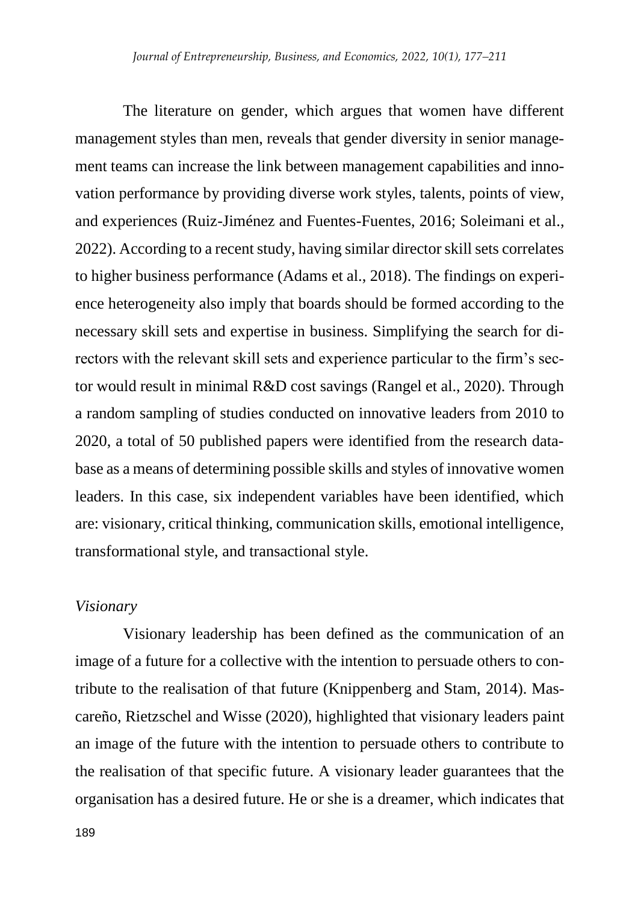The literature on gender, which argues that women have different management styles than men, reveals that gender diversity in senior management teams can increase the link between management capabilities and innovation performance by providing diverse work styles, talents, points of view, and experiences (Ruiz-Jiménez and Fuentes-Fuentes, 2016; Soleimani et al., 2022). According to a recent study, having similar director skill sets correlates to higher business performance (Adams et al., 2018). The findings on experience heterogeneity also imply that boards should be formed according to the necessary skill sets and expertise in business. Simplifying the search for directors with the relevant skill sets and experience particular to the firm's sector would result in minimal R&D cost savings (Rangel et al., 2020). Through a random sampling of studies conducted on innovative leaders from 2010 to 2020, a total of 50 published papers were identified from the research database as a means of determining possible skills and styles of innovative women leaders. In this case, six independent variables have been identified, which are: visionary, critical thinking, communication skills, emotional intelligence, transformational style, and transactional style.

### *Visionary*

Visionary leadership has been defined as the communication of an image of a future for a collective with the intention to persuade others to contribute to the realisation of that future (Knippenberg and Stam, 2014). Mascareño, Rietzschel and Wisse (2020), highlighted that visionary leaders paint an image of the future with the intention to persuade others to contribute to the realisation of that specific future. A visionary leader guarantees that the organisation has a desired future. He or she is a dreamer, which indicates that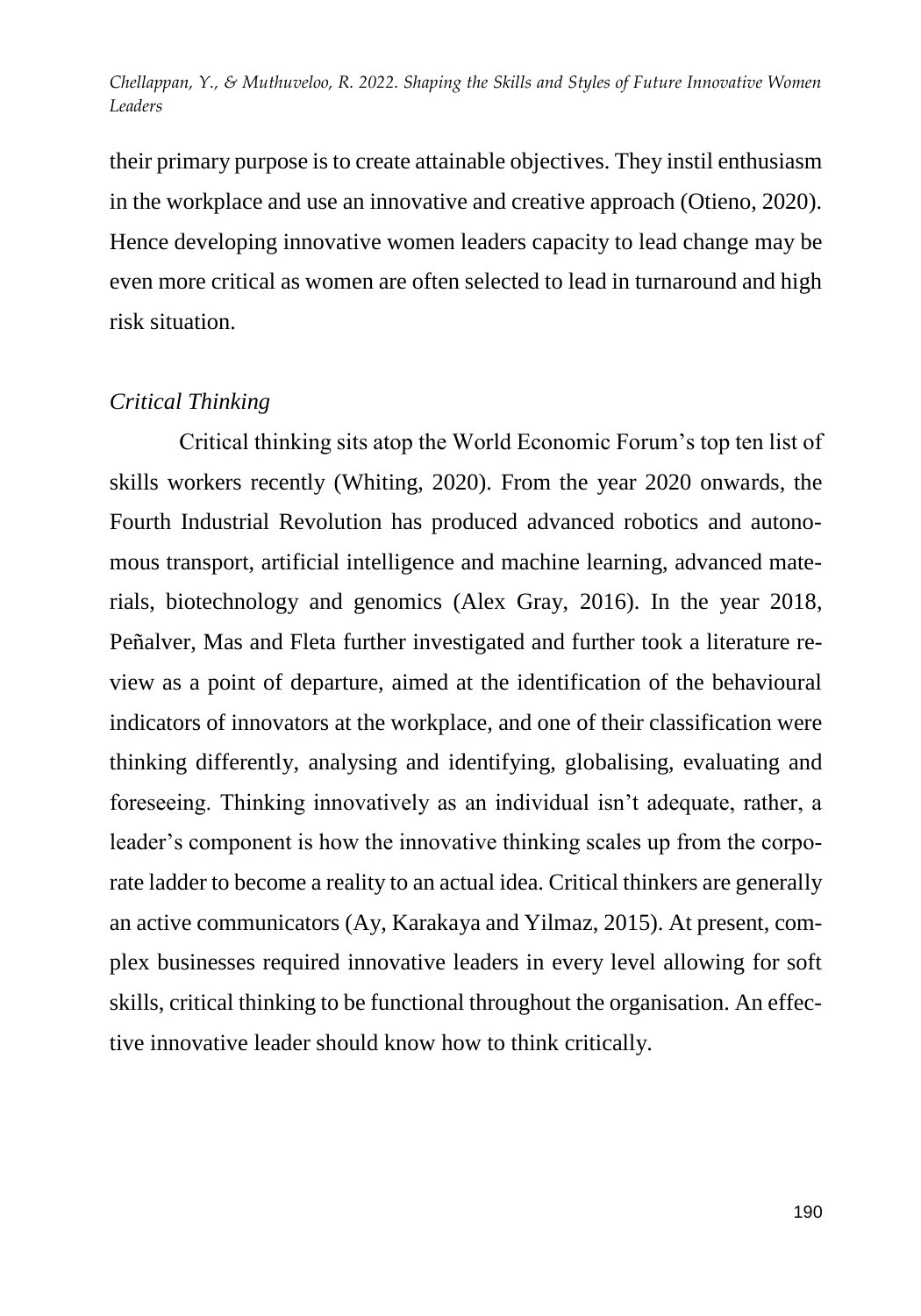their primary purpose is to create attainable objectives. They instil enthusiasm in the workplace and use an innovative and creative approach (Otieno, 2020). Hence developing innovative women leaders capacity to lead change may be even more critical as women are often selected to lead in turnaround and high risk situation.

*Critical Thinking*

Critical thinking sits atop the World Economic Forum's top ten list of skills workers recently (Whiting, 2020). From the year 2020 onwards, the Fourth Industrial Revolution has produced advanced robotics and autonomous transport, artificial intelligence and machine learning, advanced materials, biotechnology and genomics (Alex Gray, 2016). In the year 2018, Peñalver, Mas and Fleta further investigated and further took a literature review as a point of departure, aimed at the identification of the behavioural indicators of innovators at the workplace, and one of their classification were thinking differently, analysing and identifying, globalising, evaluating and foreseeing. Thinking innovatively as an individual isn't adequate, rather, a leader's component is how the innovative thinking scales up from the corporate ladder to become a reality to an actual idea. Critical thinkers are generally an active communicators (Ay, Karakaya and Yilmaz, 2015). At present, complex businesses required innovative leaders in every level allowing for soft skills, critical thinking to be functional throughout the organisation. An effective innovative leader should know how to think critically.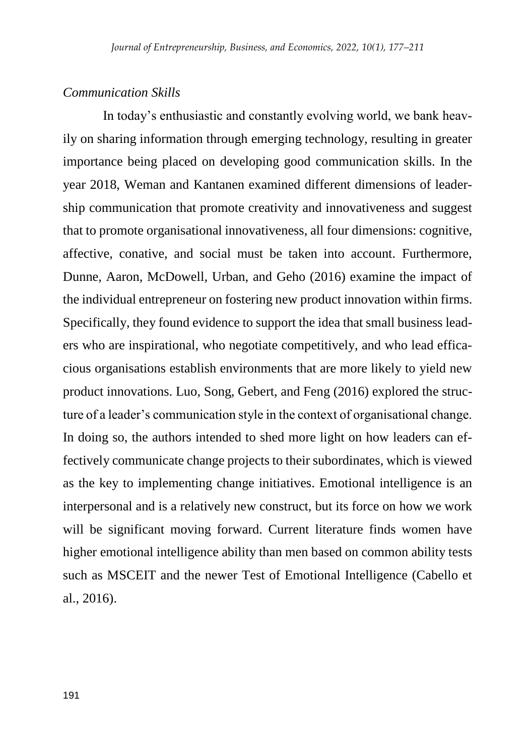*Communication Skills*

In today's enthusiastic and constantly evolving world, we bank heavily on sharing information through emerging technology, resulting in greater importance being placed on developing good communication skills. In the year 2018, Weman and Kantanen examined different dimensions of leadership communication that promote creativity and innovativeness and suggest that to promote organisational innovativeness, all four dimensions: cognitive, affective, conative, and social must be taken into account. Furthermore, Dunne, Aaron, McDowell, Urban, and Geho (2016) examine the impact of the individual entrepreneur on fostering new product innovation within firms. Specifically, they found evidence to support the idea that small business leaders who are inspirational, who negotiate competitively, and who lead efficacious organisations establish environments that are more likely to yield new product innovations. Luo, Song, Gebert, and Feng (2016) explored the structure of a leader's communication style in the context of organisational change. In doing so, the authors intended to shed more light on how leaders can effectively communicate change projects to their subordinates, which is viewed as the key to implementing change initiatives. Emotional intelligence is an interpersonal and is a relatively new construct, but its force on how we work will be significant moving forward. Current literature finds women have higher emotional intelligence ability than men based on common ability tests such as MSCEIT and the newer Test of Emotional Intelligence (Cabello et al., 2016).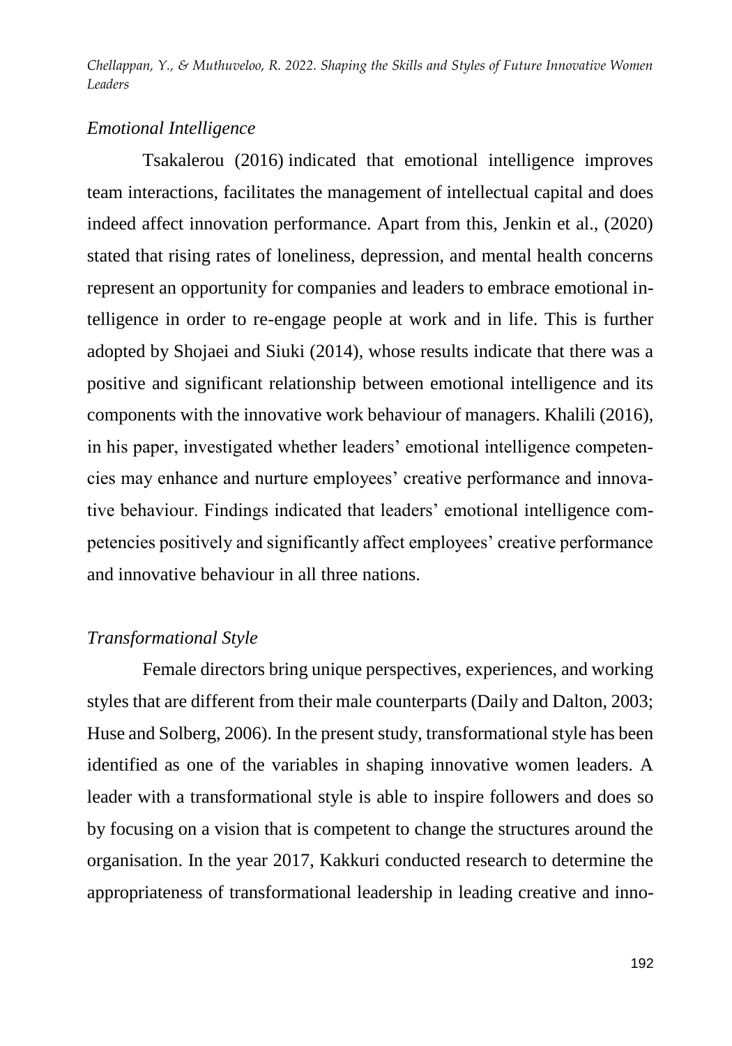### *Emotional Intelligence*

Tsakalerou (2016) indicated that emotional intelligence improves team interactions, facilitates the management of intellectual capital and does indeed affect innovation performance. Apart from this, Jenkin et al., (2020) stated that rising rates of loneliness, depression, and mental health concerns represent an opportunity for companies and leaders to embrace emotional intelligence in order to re-engage people at work and in life. This is further adopted by Shojaei and Siuki (2014), whose results indicate that there was a positive and significant relationship between emotional intelligence and its components with the innovative work behaviour of managers. Khalili (2016), in his paper, investigated whether leaders' emotional intelligence competencies may enhance and nurture employees' creative performance and innovative behaviour. Findings indicated that leaders' emotional intelligence competencies positively and significantly affect employees' creative performance and innovative behaviour in all three nations.

### *Transformational Style*

Female directors bring unique perspectives, experiences, and working styles that are different from their male counterparts (Daily and Dalton, 2003; Huse and Solberg, 2006). In the present study, transformational style has been identified as one of the variables in shaping innovative women leaders. A leader with a transformational style is able to inspire followers and does so by focusing on a vision that is competent to change the structures around the organisation. In the year 2017, Kakkuri conducted research to determine the appropriateness of transformational leadership in leading creative and inno-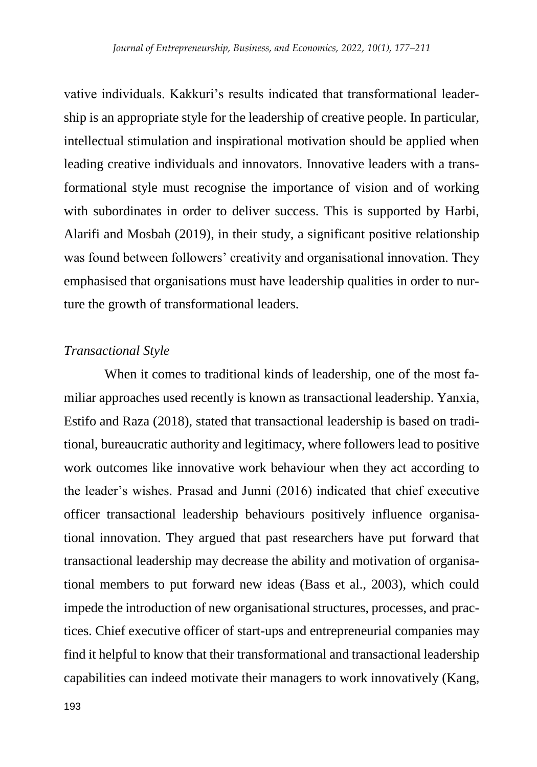vative individuals. Kakkuri's results indicated that transformational leadership is an appropriate style for the leadership of creative people. In particular, intellectual stimulation and inspirational motivation should be applied when leading creative individuals and innovators. Innovative leaders with a transformational style must recognise the importance of vision and of working with subordinates in order to deliver success. This is supported by Harbi, Alarifi and Mosbah (2019), in their study, a significant positive relationship was found between followers' creativity and organisational innovation. They emphasised that organisations must have leadership qualities in order to nurture the growth of transformational leaders.

### *Transactional Style*

When it comes to traditional kinds of leadership, one of the most familiar approaches used recently is known as transactional leadership. Yanxia, Estifo and Raza (2018), stated that transactional leadership is based on traditional, bureaucratic authority and legitimacy, where followers lead to positive work outcomes like innovative work behaviour when they act according to the leader's wishes. Prasad and Junni (2016) indicated that chief executive officer transactional leadership behaviours positively influence organisational innovation. They argued that past researchers have put forward that transactional leadership may decrease the ability and motivation of organisational members to put forward new ideas (Bass et al., 2003), which could impede the introduction of new organisational structures, processes, and practices. Chief executive officer of start-ups and entrepreneurial companies may find it helpful to know that their transformational and transactional leadership capabilities can indeed motivate their managers to work innovatively (Kang,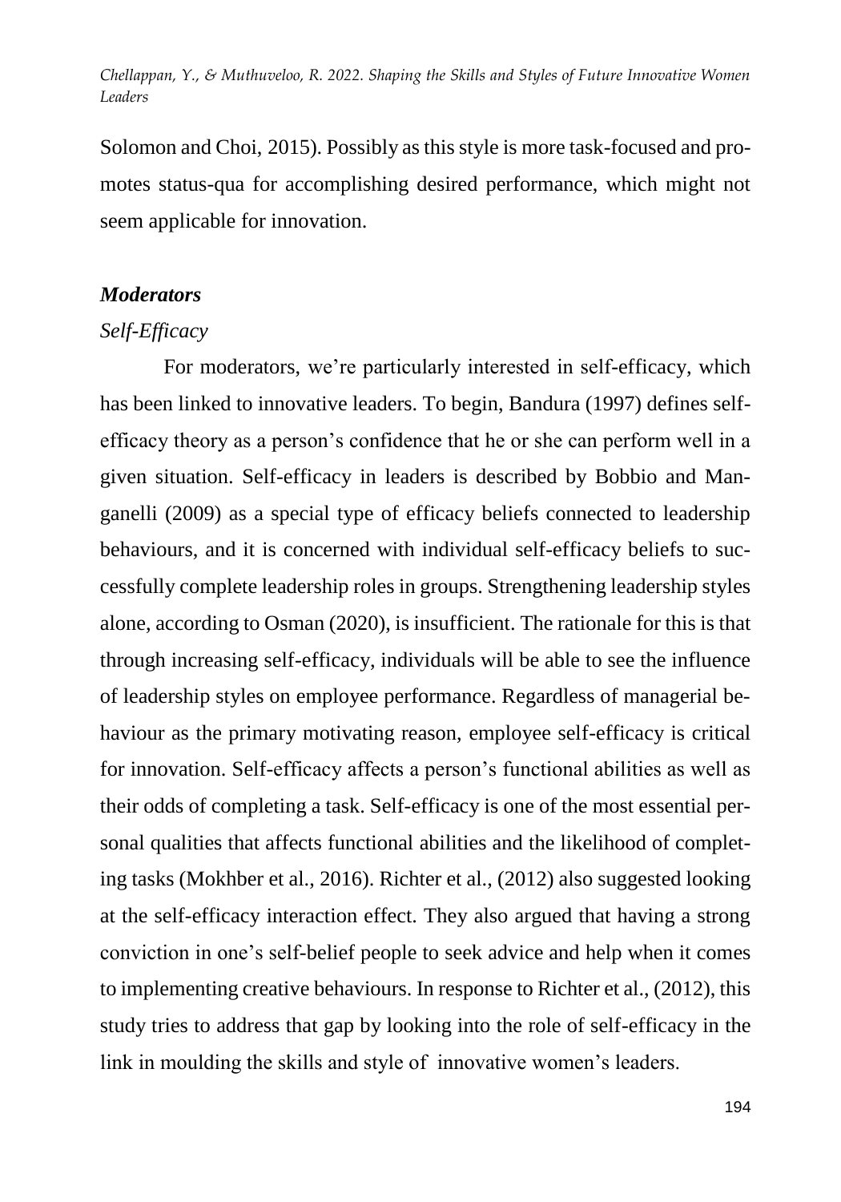Solomon and Choi, 2015). Possibly as this style is more task-focused and promotes status-qua for accomplishing desired performance, which might not seem applicable for innovation.

### *Moderators*

#### *Self-Efficacy*

For moderators, we're particularly interested in self-efficacy, which has been linked to innovative leaders. To begin, Bandura (1997) defines self-efficacy theory as a person's confidence that he or she can perform well in a given situation. Self-efficacy in leaders is described by Bobbio and Manganelli (2009) as a special type of efficacy beliefs connected to leadership behaviours, and it is concerned with individual self-efficacy beliefs to successfully complete leadership roles in groups. Strengthening leadership styles alone, according to Osman (2020), is insufficient. The rationale for this is that through increasing self-efficacy, individuals will be able to see the influence of leadership styles on employee performance. Regardless of managerial behaviour as the primary motivating reason, employee self-efficacy is critical for innovation. Self-efficacy affects a person's functional abilities as well as their odds of completing a task. Self-efficacy is one of the most essential personal qualities that affects functional abilities and the likelihood of completing tasks (Mokhber et al., 2016). Richter et al., (2012) also suggested looking at the self-efficacy interaction effect. They also argued that having a strong conviction in one's self-belief people to seek advice and help when it comes to implementing creative behaviours. In response to Richter et al., (2012), this study tries to address that gap by looking into the role of self-efficacy in the link in moulding the skills and style of innovative women's leaders.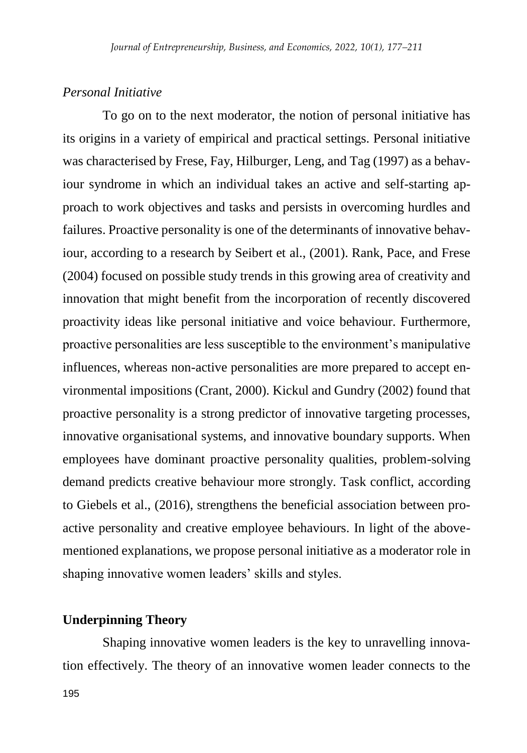### *Personal Initiative*

To go on to the next moderator, the notion of personal initiative has its origins in a variety of empirical and practical settings. Personal initiative was characterised by Frese, Fay, Hilburger, Leng, and Tag (1997) as a behaviour syndrome in which an individual takes an active and self-starting approach to work objectives and tasks and persists in overcoming hurdles and failures. Proactive personality is one of the determinants of innovative behaviour, according to a research by Seibert et al., (2001). Rank, Pace, and Frese (2004) focused on possible study trends in this growing area of creativity and innovation that might benefit from the incorporation of recently discovered proactivity ideas like personal initiative and voice behaviour. Furthermore, proactive personalities are less susceptible to the environment's manipulative influences, whereas non-active personalities are more prepared to accept environmental impositions (Crant, 2000). Kickul and Gundry (2002) found that proactive personality is a strong predictor of innovative targeting processes, innovative organisational systems, and innovative boundary supports. When employees have dominant proactive personality qualities, problem-solving demand predicts creative behaviour more strongly. Task conflict, according to Giebels et al., (2016), strengthens the beneficial association between proactive personality and creative employee behaviours. In light of the above-mentioned explanations, we propose personal initiative as a moderator role in shaping innovative women leaders' skills and styles.

## **Underpinning Theory**

Shaping innovative women leaders is the key to unravelling innovation effectively. The theory of an innovative women leader connects to the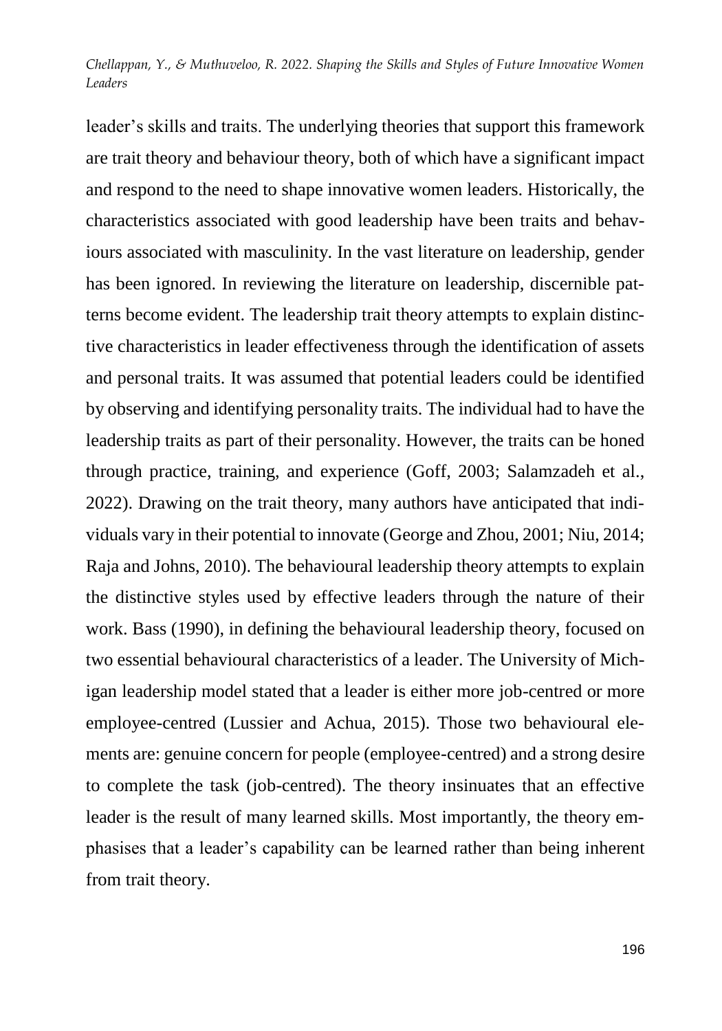leader's skills and traits. The underlying theories that support this framework are trait theory and behaviour theory, both of which have a significant impact and respond to the need to shape innovative women leaders. Historically, the characteristics associated with good leadership have been traits and behaviours associated with masculinity. In the vast literature on leadership, gender has been ignored. In reviewing the literature on leadership, discernible patterns become evident. The leadership trait theory attempts to explain distinctive characteristics in leader effectiveness through the identification of assets and personal traits. It was assumed that potential leaders could be identified by observing and identifying personality traits. The individual had to have the leadership traits as part of their personality. However, the traits can be honed through practice, training, and experience (Goff, 2003; Salamzadeh et al., 2022). Drawing on the trait theory, many authors have anticipated that individuals vary in their potential to innovate (George and Zhou, 2001; Niu, 2014; Raja and Johns, 2010). The behavioural leadership theory attempts to explain the distinctive styles used by effective leaders through the nature of their work. Bass (1990), in defining the behavioural leadership theory, focused on two essential behavioural characteristics of a leader. The University of Michigan leadership model stated that a leader is either more job-centred or more employee-centred (Lussier and Achua, 2015). Those two behavioural elements are: genuine concern for people (employee-centred) and a strong desire to complete the task (job-centred). The theory insinuates that an effective leader is the result of many learned skills. Most importantly, the theory emphasises that a leader's capability can be learned rather than being inherent from trait theory.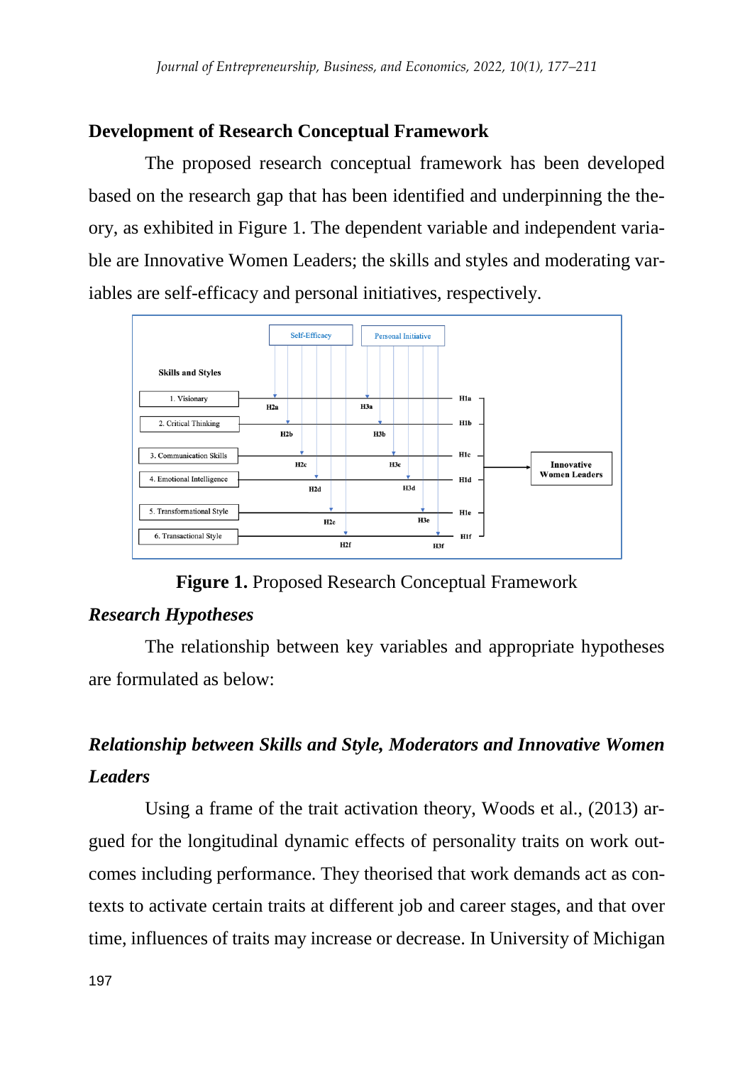## Development of Research Conceptual Framework

The proposed research conceptual framework has been developed based on the research gap that has been identified and underpinning the theory, as exhibited in Figure 1. The dependent variable and independent variable are Innovative Women Leaders; the skills and styles and moderating variables are self-efficacy and personal initiatives, respectively.

**Figure 1.** Proposed Research Conceptual Framework

### *Research Hypotheses*

The relationship between key variables and appropriate hypotheses are formulated as below:

### *Relationship between Skills and Style, Moderators and Innovative Women Leaders*

Using a frame of the trait activation theory, Woods et al., (2013) argued for the longitudinal dynamic effects of personality traits on work outcomes including performance. They theorised that work demands act as contexts to activate certain traits at different job and career stages, and that over time, influences of traits may increase or decrease. In University of Michigan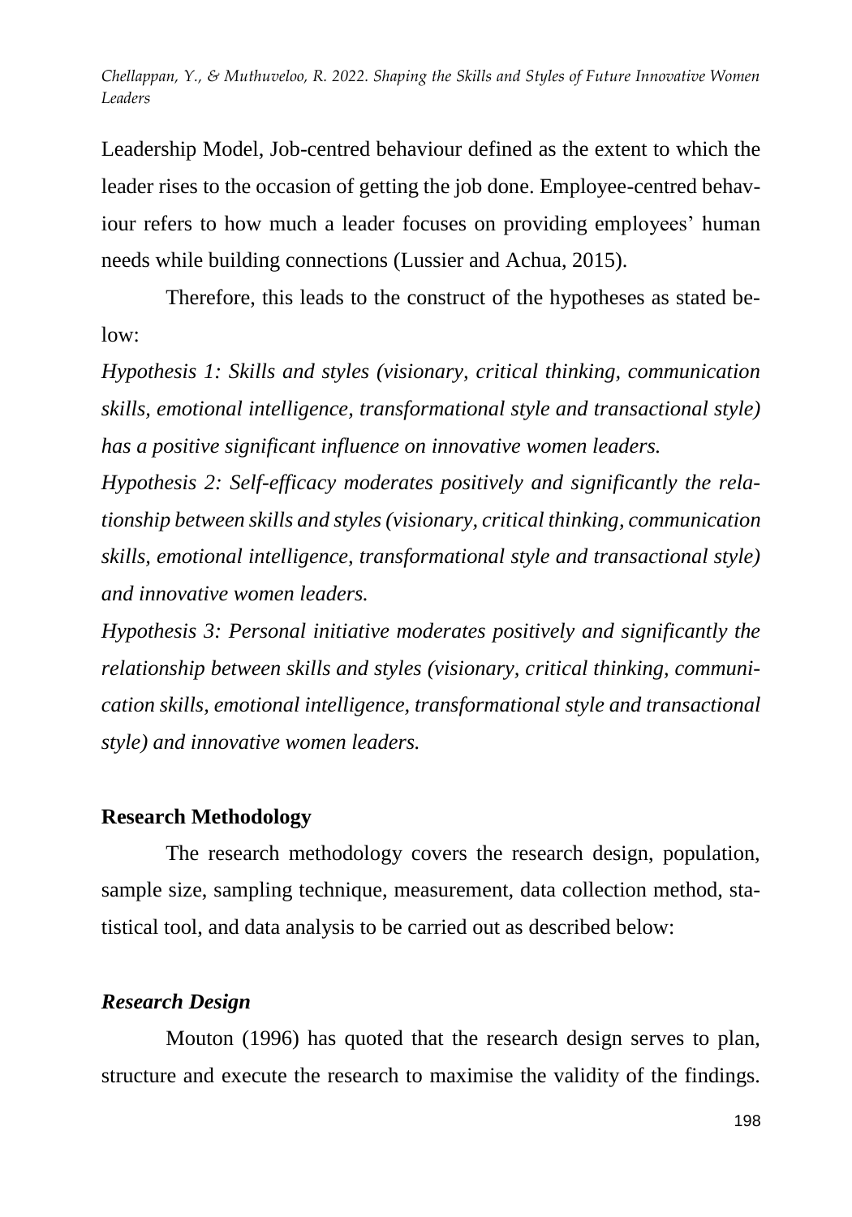Leadership Model, Job-centred behaviour defined as the extent to which the leader rises to the occasion of getting the job done. Employee-centred behaviour refers to how much a leader focuses on providing employees' human needs while building connections (Lussier and Achua, 2015).

Therefore, this leads to the construct of the hypotheses as stated below:

*Hypothesis 1: Skills and styles (visionary, critical thinking, communication skills, emotional intelligence, transformational style and transactional style) has a positive significant influence on innovative women leaders.*

*Hypothesis 2: Self-efficacy moderates positively and significantly the relationship between skills and styles (visionary, critical thinking, communication skills, emotional intelligence, transformational style and transactional style) and innovative women leaders.*

*Hypothesis 3: Personal initiative moderates positively and significantly the relationship between skills and styles (visionary, critical thinking, communication skills, emotional intelligence, transformational style and transactional style) and innovative women leaders.*

## Research Methodology

The research methodology covers the research design, population, sample size, sampling technique, measurement, data collection method, statistical tool, and data analysis to be carried out as described below:

### *Research Design*

Mouton (1996) has quoted that the research design serves to plan, structure and execute the research to maximise the validity of the findings.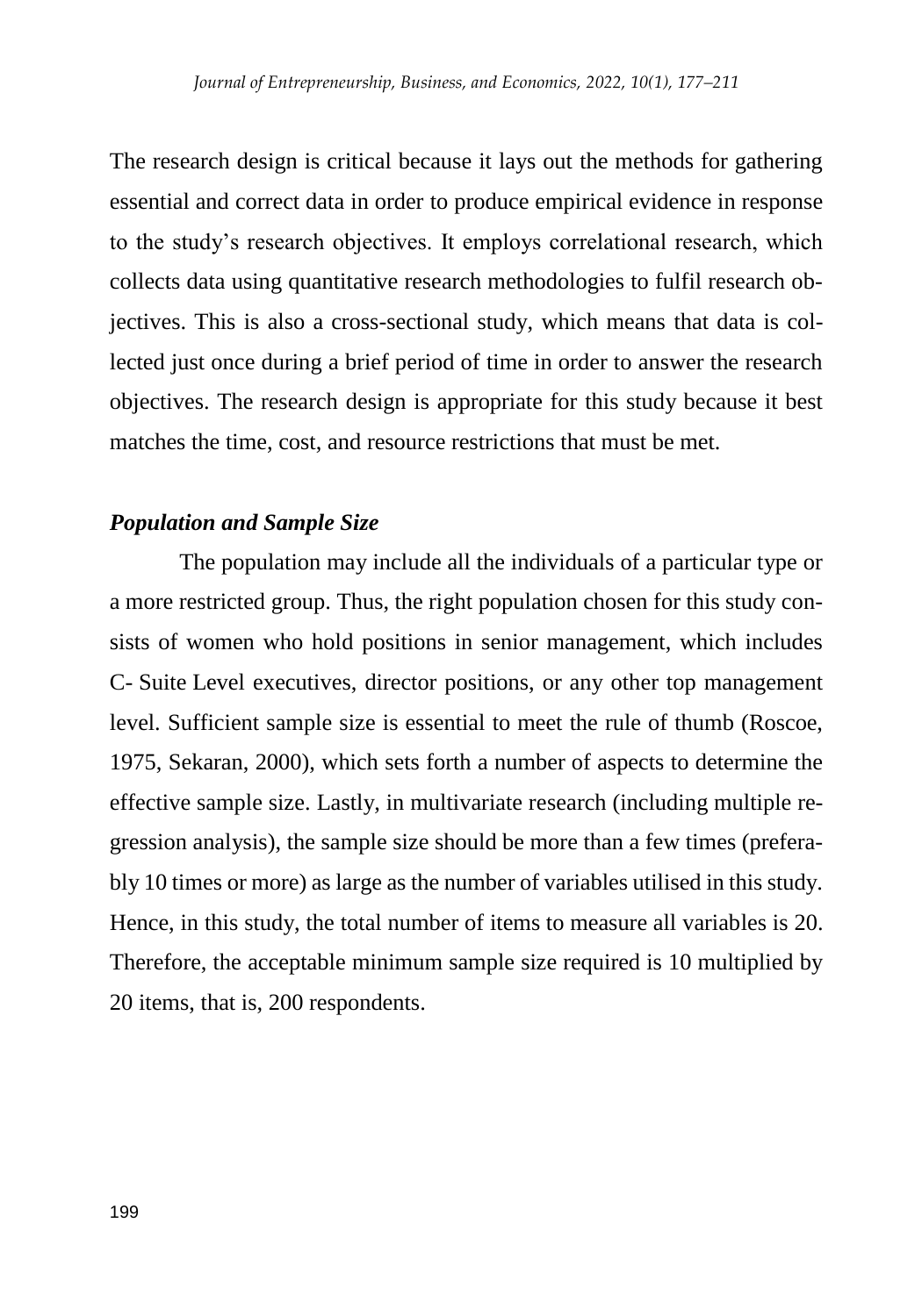The research design is critical because it lays out the methods for gathering essential and correct data in order to produce empirical evidence in response to the study's research objectives. It employs correlational research, which collects data using quantitative research methodologies to fulfil research objectives. This is also a cross-sectional study, which means that data is collected just once during a brief period of time in order to answer the research objectives. The research design is appropriate for this study because it best matches the time, cost, and resource restrictions that must be met.

### *Population and Sample Size*

The population may include all the individuals of a particular type or a more restricted group. Thus, the right population chosen for this study consists of women who hold positions in senior management, which includes C- Suite Level executives, director positions, or any other top management level. Sufficient sample size is essential to meet the rule of thumb (Roscoe, 1975, Sekaran, 2000), which sets forth a number of aspects to determine the effective sample size. Lastly, in multivariate research (including multiple regression analysis), the sample size should be more than a few times (preferably 10 times or more) as large as the number of variables utilised in this study. Hence, in this study, the total number of items to measure all variables is 20. Therefore, the acceptable minimum sample size required is 10 multiplied by 20 items, that is, 200 respondents.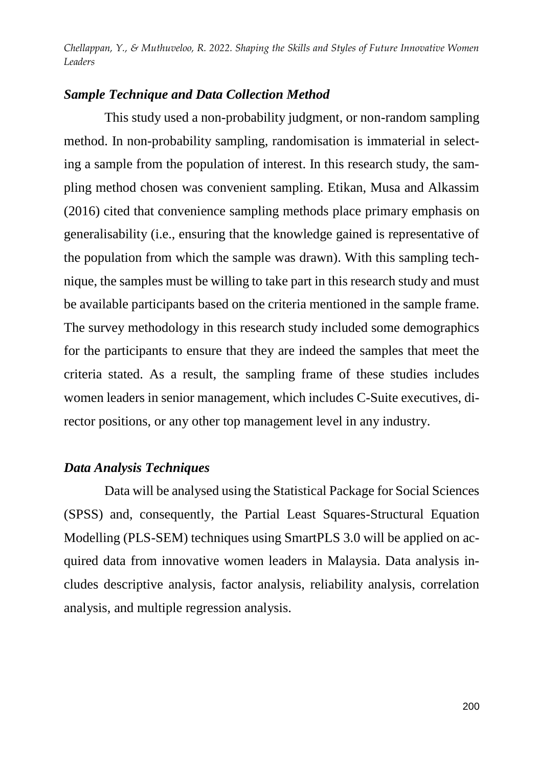### *Sample Technique and Data Collection Method*

This study used a non-probability judgment, or non-random sampling method. In non-probability sampling, randomisation is immaterial in selecting a sample from the population of interest. In this research study, the sampling method chosen was convenient sampling. Etikan, Musa and Alkassim (2016) cited that convenience sampling methods place primary emphasis on generalisability (i.e., ensuring that the knowledge gained is representative of the population from which the sample was drawn). With this sampling technique, the samples must be willing to take part in this research study and must be available participants based on the criteria mentioned in the sample frame. The survey methodology in this research study included some demographics for the participants to ensure that they are indeed the samples that meet the criteria stated. As a result, the sampling frame of these studies includes women leaders in senior management, which includes C-Suite executives, director positions, or any other top management level in any industry.

### *Data Analysis Techniques*

Data will be analysed using the Statistical Package for Social Sciences (SPSS) and, consequently, the Partial Least Squares-Structural Equation Modelling (PLS-SEM) techniques using SmartPLS 3.0 will be applied on acquired data from innovative women leaders in Malaysia. Data analysis includes descriptive analysis, factor analysis, reliability analysis, correlation analysis, and multiple regression analysis.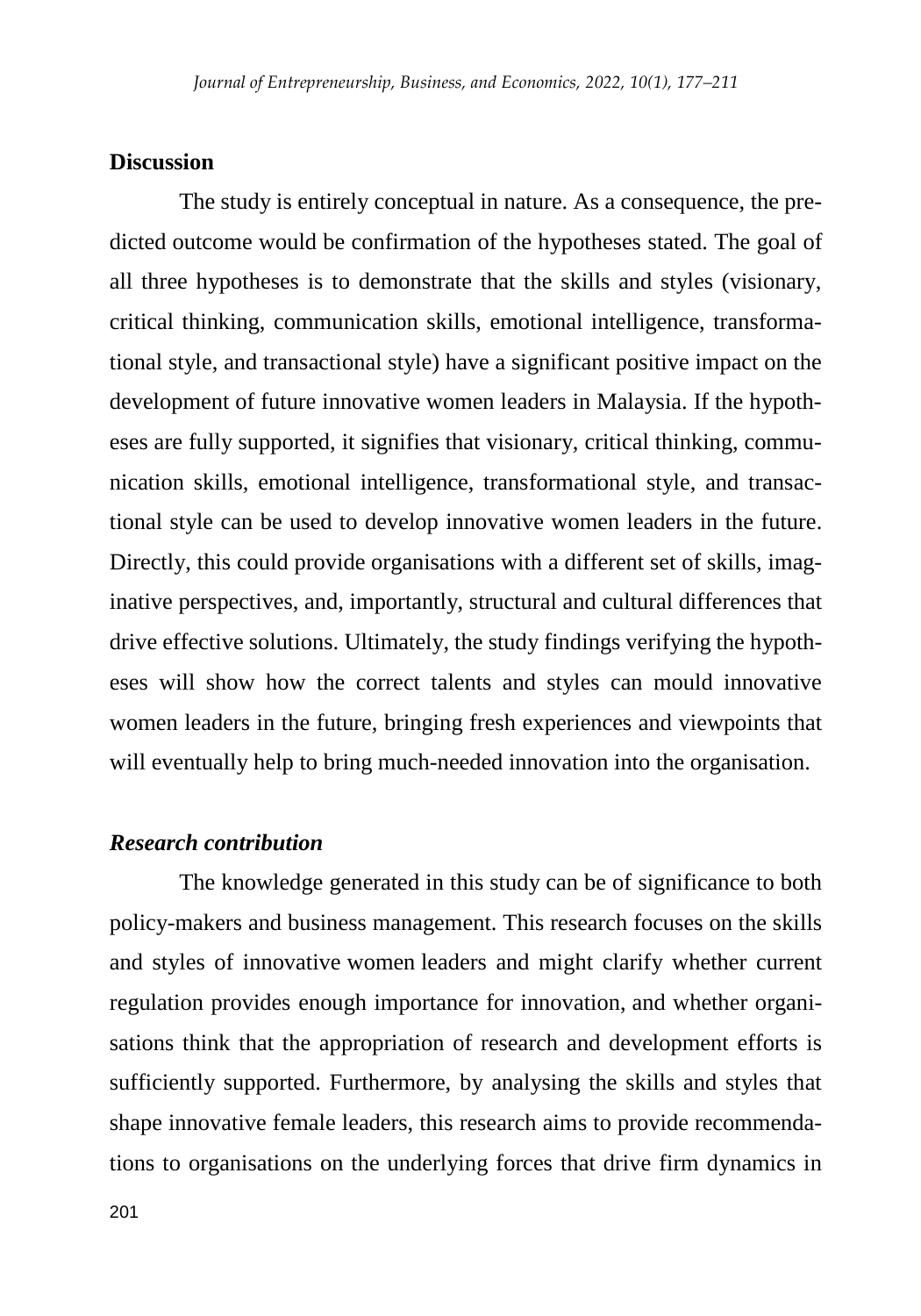## Discussion

The study is entirely conceptual in nature. As a consequence, the predicted outcome would be confirmation of the hypotheses stated. The goal of all three hypotheses is to demonstrate that the skills and styles (visionary, critical thinking, communication skills, emotional intelligence, transformational style, and transactional style) have a significant positive impact on the development of future innovative women leaders in Malaysia. If the hypotheses are fully supported, it signifies that visionary, critical thinking, communication skills, emotional intelligence, transformational style, and transactional style can be used to develop innovative women leaders in the future. Directly, this could provide organisations with a different set of skills, imaginative perspectives, and, importantly, structural and cultural differences that drive effective solutions. Ultimately, the study findings verifying the hypotheses will show how the correct talents and styles can mould innovative women leaders in the future, bringing fresh experiences and viewpoints that will eventually help to bring much-needed innovation into the organisation.

### *Research contribution*

The knowledge generated in this study can be of significance to both policy-makers and business management. This research focuses on the skills and styles of innovative women leaders and might clarify whether current regulation provides enough importance for innovation, and whether organisations think that the appropriation of research and development efforts is sufficiently supported. Furthermore, by analysing the skills and styles that shape innovative female leaders, this research aims to provide recommendations to organisations on the underlying forces that drive firm dynamics in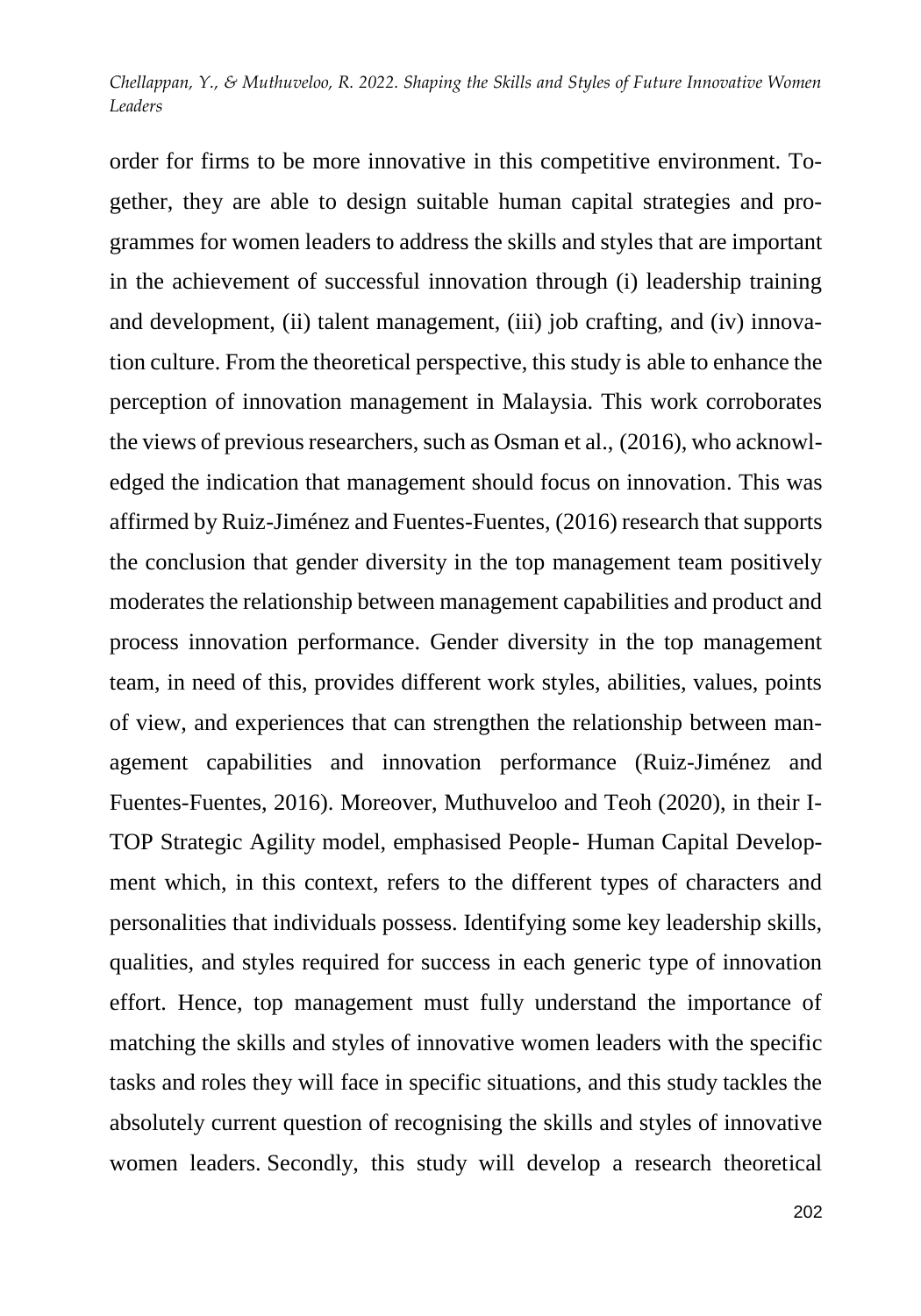order for firms to be more innovative in this competitive environment. Together, they are able to design suitable human capital strategies and programmes for women leaders to address the skills and styles that are important in the achievement of successful innovation through (i) leadership training and development, (ii) talent management, (iii) job crafting, and (iv) innovation culture. From the theoretical perspective, this study is able to enhance the perception of innovation management in Malaysia. This work corroborates the views of previous researchers, such as Osman et al., (2016), who acknowledged the indication that management should focus on innovation. This was affirmed by Ruiz-Jiménez and Fuentes-Fuentes, (2016) research that supports the conclusion that gender diversity in the top management team positively moderates the relationship between management capabilities and product and process innovation performance. Gender diversity in the top management team, in need of this, provides different work styles, abilities, values, points of view, and experiences that can strengthen the relationship between management capabilities and innovation performance (Ruiz-Jiménez and Fuentes-Fuentes, 2016). Moreover, Muthuveloo and Teoh (2020), in their I-TOP Strategic Agility model, emphasised People- Human Capital Development which, in this context, refers to the different types of characters and personalities that individuals possess. Identifying some key leadership skills, qualities, and styles required for success in each generic type of innovation effort. Hence, top management must fully understand the importance of matching the skills and styles of innovative women leaders with the specific tasks and roles they will face in specific situations, and this study tackles the absolutely current question of recognising the skills and styles of innovative women leaders. Secondly, this study will develop a research theoretical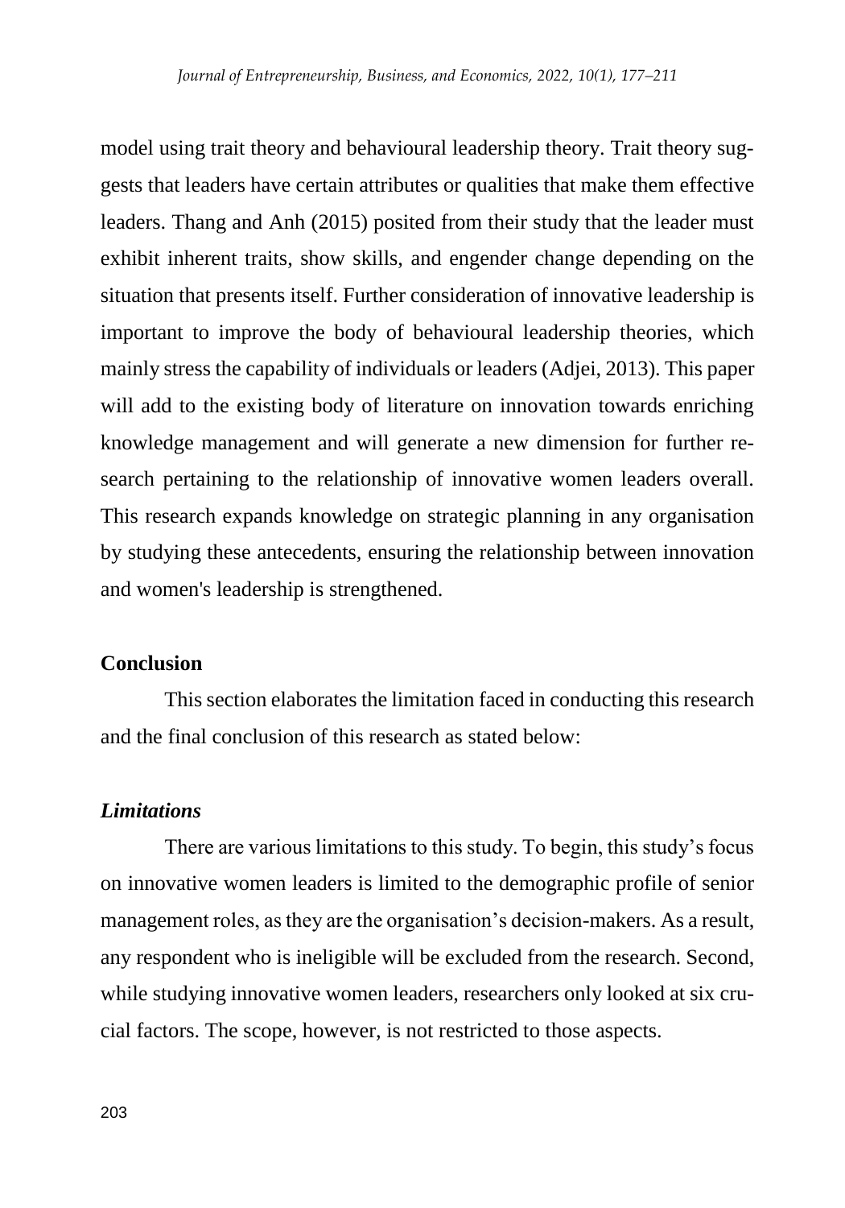model using trait theory and behavioural leadership theory. Trait theory suggests that leaders have certain attributes or qualities that make them effective leaders. Thang and Anh (2015) posited from their study that the leader must exhibit inherent traits, show skills, and engender change depending on the situation that presents itself. Further consideration of innovative leadership is important to improve the body of behavioural leadership theories, which mainly stress the capability of individuals or leaders (Adjei, 2013). This paper will add to the existing body of literature on innovation towards enriching knowledge management and will generate a new dimension for further research pertaining to the relationship of innovative women leaders overall. This research expands knowledge on strategic planning in any organisation by studying these antecedents, ensuring the relationship between innovation and women's leadership is strengthened.

## Conclusion

This section elaborates the limitation faced in conducting this research and the final conclusion of this research as stated below:

### *Limitations*

There are various limitations to this study. To begin, this study's focus on innovative women leaders is limited to the demographic profile of senior management roles, as they are the organisation's decision-makers. As a result, any respondent who is ineligible will be excluded from the research. Second, while studying innovative women leaders, researchers only looked at six crucial factors. The scope, however, is not restricted to those aspects.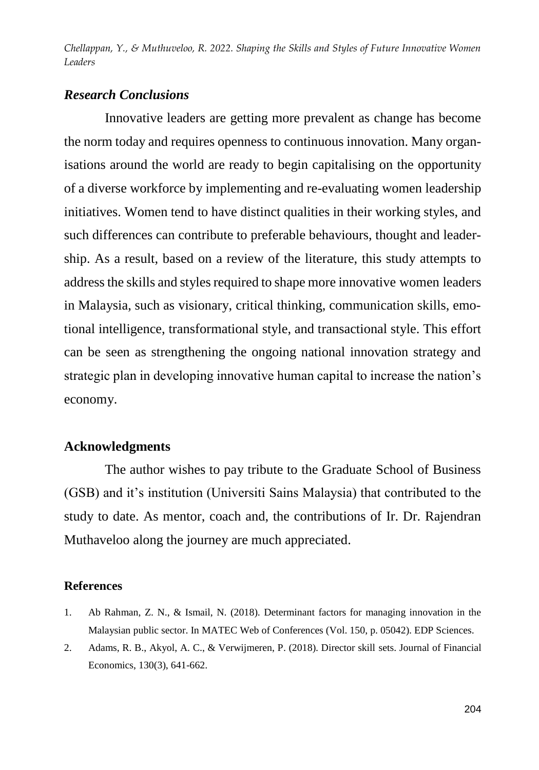### *Research Conclusions*

Innovative leaders are getting more prevalent as change has become the norm today and requires openness to continuous innovation. Many organisations around the world are ready to begin capitalising on the opportunity of a diverse workforce by implementing and re-evaluating women leadership initiatives. Women tend to have distinct qualities in their working styles, and such differences can contribute to preferable behaviours, thought and leadership. As a result, based on a review of the literature, this study attempts to address the skills and styles required to shape more innovative women leaders in Malaysia, such as visionary, critical thinking, communication skills, emotional intelligence, transformational style, and transactional style. This effort can be seen as strengthening the ongoing national innovation strategy and strategic plan in developing innovative human capital to increase the nation's economy.

### Acknowledgments

The author wishes to pay tribute to the Graduate School of Business (GSB) and it's institution (Universiti Sains Malaysia) that contributed to the study to date. As mentor, coach and, the contributions of Ir. Dr. Rajendran Muthaveloo along the journey are much appreciated.

#### References

1. Ab Rahman, Z. N., & Ismail, N. (2018). Determinant factors for managing innovation in the Malaysian public sector. In MATEC Web of Conferences (Vol. 150, p. 05042). EDP Sciences.
2. Adams, R. B., Akyol, A. C., & Verwijmeren, P. (2018). Director skill sets. Journal of Financial Economics, 130(3), 641-662.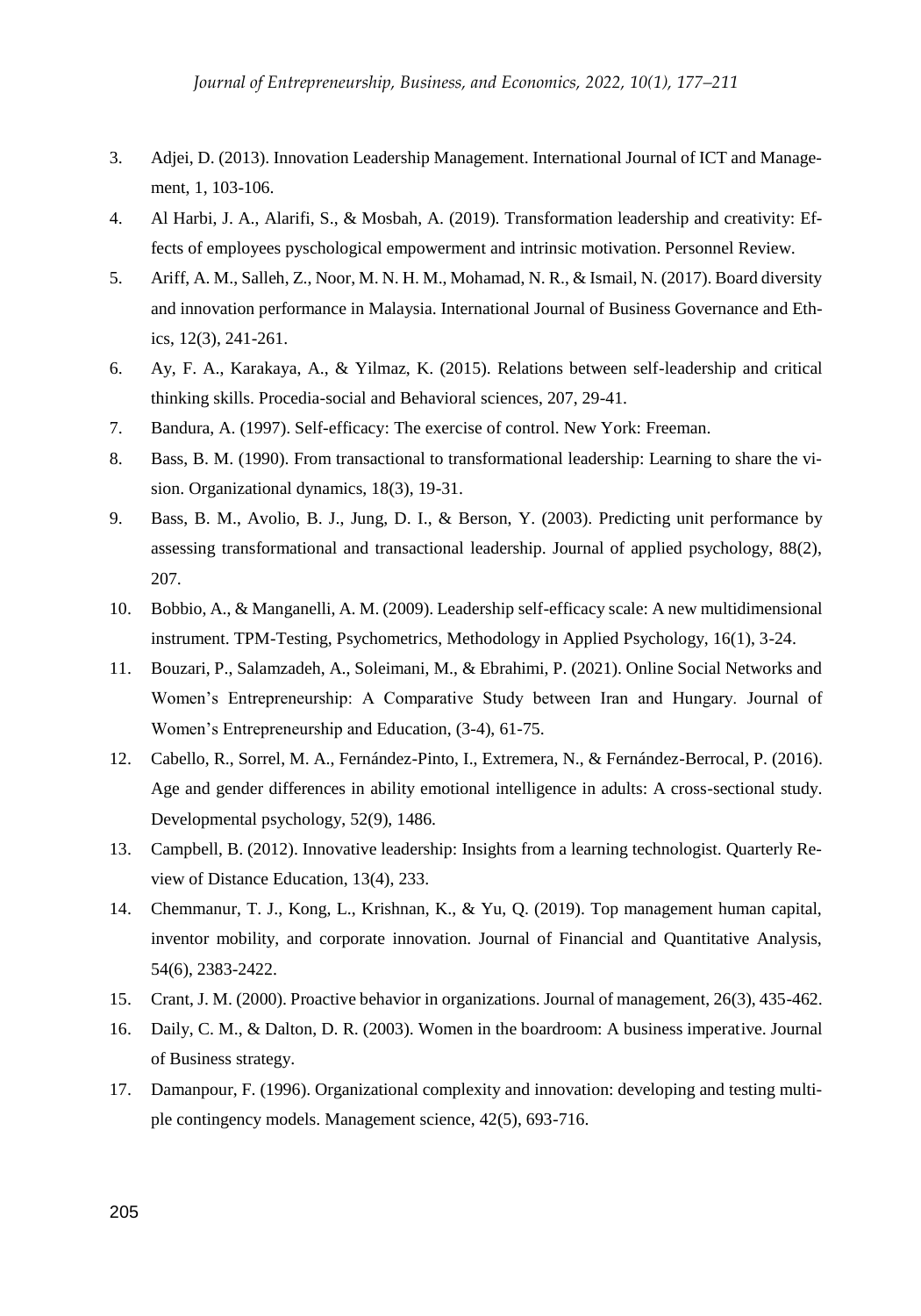3. Adjei, D. (2013). Innovation Leadership Management. International Journal of ICT and Management, 1, 103-106.
4. Al Harbi, J. A., Alarifi, S., & Mosbah, A. (2019). Transformation leadership and creativity: Effects of employees pyschological empowerment and intrinsic motivation. Personnel Review.
5. Ariff, A. M., Salleh, Z., Noor, M. N. H. M., Mohamad, N. R., & Ismail, N. (2017). Board diversity and innovation performance in Malaysia. International Journal of Business Governance and Ethics, 12(3), 241-261.
6. Ay, F. A., Karakaya, A., & Yilmaz, K. (2015). Relations between self-leadership and critical thinking skills. Procedia-social and Behavioral sciences, 207, 29-41.
7. Bandura, A. (1997). Self-efficacy: The exercise of control. New York: Freeman.
8. Bass, B. M. (1990). From transactional to transformational leadership: Learning to share the vision. Organizational dynamics, 18(3), 19-31.
9. Bass, B. M., Avolio, B. J., Jung, D. I., & Berson, Y. (2003). Predicting unit performance by assessing transformational and transactional leadership. Journal of applied psychology, 88(2), 207.
10. Bobbio, A., & Manganelli, A. M. (2009). Leadership self-efficacy scale: A new multidimensional instrument. TPM-Testing, Psychometrics, Methodology in Applied Psychology, 16(1), 3-24.
11. Bouzari, P., Salamzadeh, A., Soleimani, M., & Ebrahimi, P. (2021). Online Social Networks and Women's Entrepreneurship: A Comparative Study between Iran and Hungary. Journal of Women's Entrepreneurship and Education, (3-4), 61-75.
12. Cabello, R., Sorrel, M. A., Fernández-Pinto, I., Extremera, N., & Fernández-Berrocal, P. (2016). Age and gender differences in ability emotional intelligence in adults: A cross-sectional study. Developmental psychology, 52(9), 1486.
13. Campbell, B. (2012). Innovative leadership: Insights from a learning technologist. Quarterly Review of Distance Education, 13(4), 233.
14. Chemmanur, T. J., Kong, L., Krishnan, K., & Yu, Q. (2019). Top management human capital, inventor mobility, and corporate innovation. Journal of Financial and Quantitative Analysis, 54(6), 2383-2422.
15. Crant, J. M. (2000). Proactive behavior in organizations. Journal of management, 26(3), 435-462.
16. Daily, C. M., & Dalton, D. R. (2003). Women in the boardroom: A business imperative. Journal of Business strategy.
17. Damanpour, F. (1996). Organizational complexity and innovation: developing and testing multiple contingency models. Management science, 42(5), 693-716.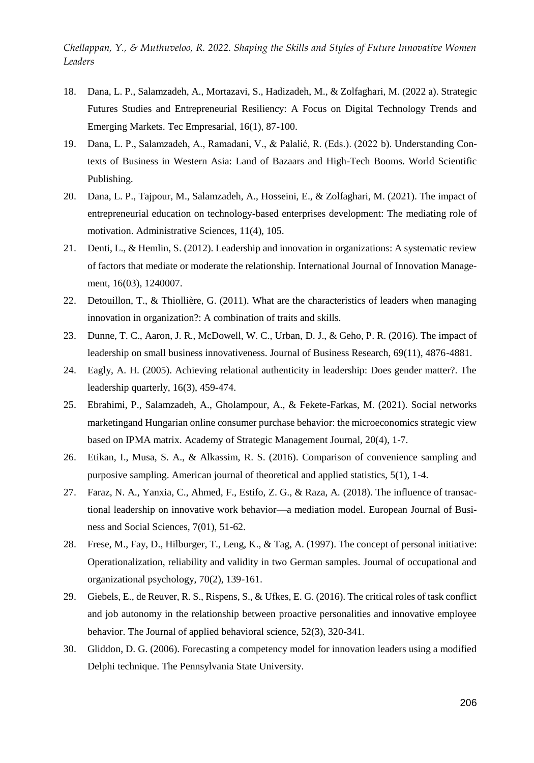18. Dana, L. P., Salamzadeh, A., Mortazavi, S., Hadizadeh, M., & Zolfaghari, M. (2022 a). Strategic Futures Studies and Entrepreneurial Resiliency: A Focus on Digital Technology Trends and Emerging Markets. Tec Empresarial, 16(1), 87-100.
19. Dana, L. P., Salamzadeh, A., Ramadani, V., & Palalić, R. (Eds.). (2022 b). Understanding Contexts of Business in Western Asia: Land of Bazaars and High-Tech Booms. World Scientific Publishing.
20. Dana, L. P., Tajpour, M., Salamzadeh, A., Hosseini, E., & Zolfaghari, M. (2021). The impact of entrepreneurial education on technology-based enterprises development: The mediating role of motivation. Administrative Sciences, 11(4), 105.
21. Denti, L., & Hemlin, S. (2012). Leadership and innovation in organizations: A systematic review of factors that mediate or moderate the relationship. International Journal of Innovation Management, 16(03), 1240007.
22. Detouillon, T., & Thiollière, G. (2011). What are the characteristics of leaders when managing innovation in organization?: A combination of traits and skills.
23. Dunne, T. C., Aaron, J. R., McDowell, W. C., Urban, D. J., & Geho, P. R. (2016). The impact of leadership on small business innovativeness. Journal of Business Research, 69(11), 4876-4881.
24. Eagly, A. H. (2005). Achieving relational authenticity in leadership: Does gender matter?. The leadership quarterly, 16(3), 459-474.
25. Ebrahimi, P., Salamzadeh, A., Gholampour, A., & Fekete-Farkas, M. (2021). Social networks marketingand Hungarian online consumer purchase behavior: the microeconomics strategic view based on IPMA matrix. Academy of Strategic Management Journal, 20(4), 1-7.
26. Etikan, I., Musa, S. A., & Alkassim, R. S. (2016). Comparison of convenience sampling and purposive sampling. American journal of theoretical and applied statistics, 5(1), 1-4.
27. Faraz, N. A., Yanxia, C., Ahmed, F., Estifo, Z. G., & Raza, A. (2018). The influence of transactional leadership on innovative work behavior—a mediation model. European Journal of Business and Social Sciences, 7(01), 51-62.
28. Frese, M., Fay, D., Hilburger, T., Leng, K., & Tag, A. (1997). The concept of personal initiative: Operationalization, reliability and validity in two German samples. Journal of occupational and organizational psychology, 70(2), 139-161.
29. Giebels, E., de Reuver, R. S., Rispens, S., & Ufkes, E. G. (2016). The critical roles of task conflict and job autonomy in the relationship between proactive personalities and innovative employee behavior. The Journal of applied behavioral science, 52(3), 320-341.
30. Gliddon, D. G. (2006). Forecasting a competency model for innovation leaders using a modified Delphi technique. The Pennsylvania State University.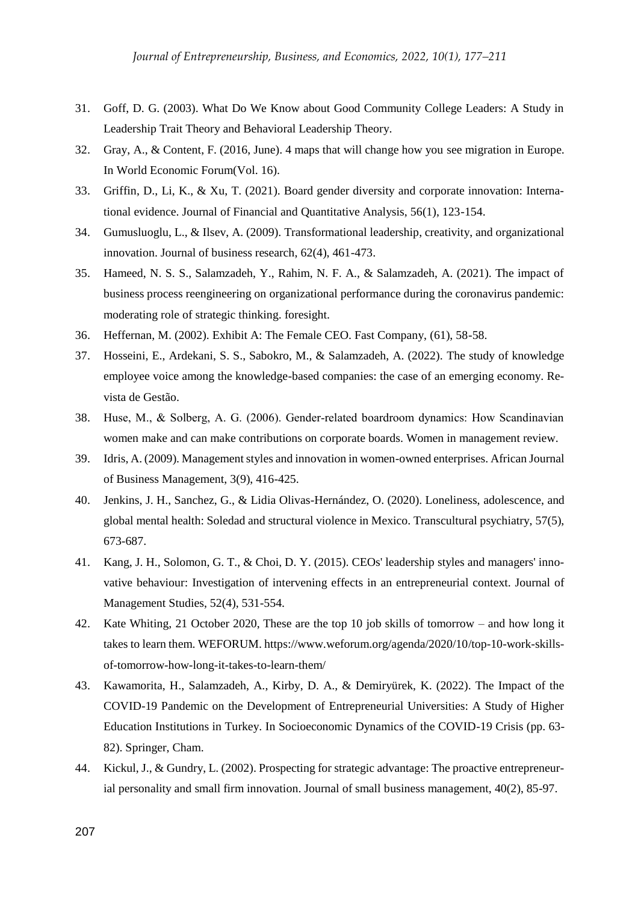31. Goff, D. G. (2003). What Do We Know about Good Community College Leaders: A Study in Leadership Trait Theory and Behavioral Leadership Theory.
32. Gray, A., & Content, F. (2016, June). 4 maps that will change how you see migration in Europe. In World Economic Forum(Vol. 16).
33. Griffin, D., Li, K., & Xu, T. (2021). Board gender diversity and corporate innovation: International evidence. Journal of Financial and Quantitative Analysis, 56(1), 123-154.
34. Gumusluoglu, L., & Ilsev, A. (2009). Transformational leadership, creativity, and organizational innovation. Journal of business research, 62(4), 461-473.
35. Hameed, N. S. S., Salamzadeh, Y., Rahim, N. F. A., & Salamzadeh, A. (2021). The impact of business process reengineering on organizational performance during the coronavirus pandemic: moderating role of strategic thinking. foresight.
36. Heffernan, M. (2002). Exhibit A: The Female CEO. Fast Company, (61), 58-58.
37. Hosseini, E., Ardekani, S. S., Sabokro, M., & Salamzadeh, A. (2022). The study of knowledge employee voice among the knowledge-based companies: the case of an emerging economy. Revista de Gestão.
38. Huse, M., & Solberg, A. G. (2006). Gender-related boardroom dynamics: How Scandinavian women make and can make contributions on corporate boards. Women in management review.
39. Idris, A. (2009). Management styles and innovation in women-owned enterprises. African Journal of Business Management, 3(9), 416-425.
40. Jenkins, J. H., Sanchez, G., & Lidia Olivas-Hernández, O. (2020). Loneliness, adolescence, and global mental health: Soledad and structural violence in Mexico. Transcultural psychiatry, 57(5), 673-687.
41. Kang, J. H., Solomon, G. T., & Choi, D. Y. (2015). CEOs' leadership styles and managers' innovative behaviour: Investigation of intervening effects in an entrepreneurial context. Journal of Management Studies, 52(4), 531-554.
42. Kate Whiting, 21 October 2020, These are the top 10 job skills of tomorrow – and how long it takes to learn them. WEFORUM. https://www.weforum.org/agenda/2020/10/top-10-work-skills-of-tomorrow-how-long-it-takes-to-learn-them/
43. Kawamorita, H., Salamzadeh, A., Kirby, D. A., & Demiryürek, K. (2022). The Impact of the COVID-19 Pandemic on the Development of Entrepreneurial Universities: A Study of Higher Education Institutions in Turkey. In Socioeconomic Dynamics of the COVID-19 Crisis (pp. 63-82). Springer, Cham.
44. Kickul, J., & Gundry, L. (2002). Prospecting for strategic advantage: The proactive entrepreneurial personality and small firm innovation. Journal of small business management, 40(2), 85-97.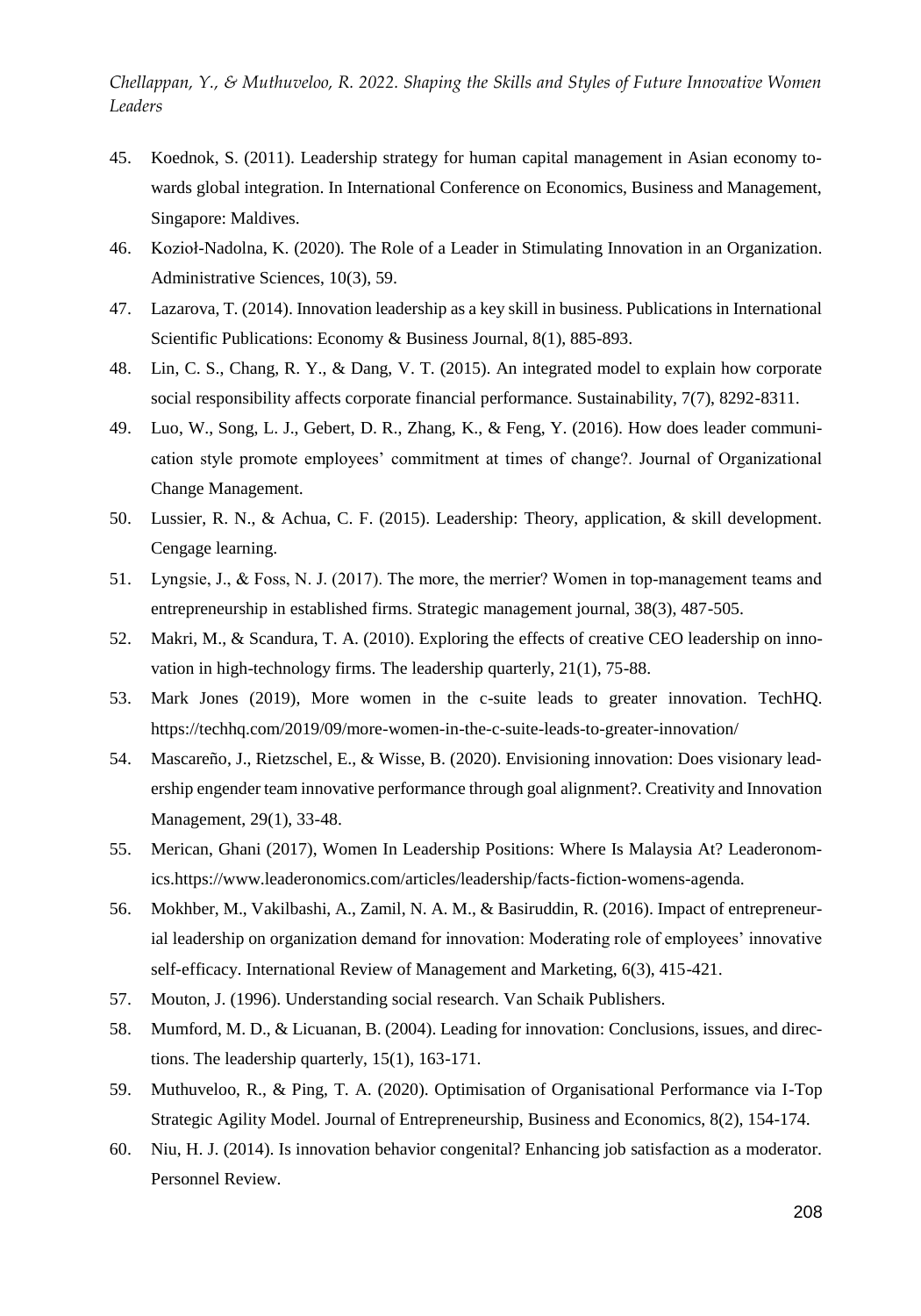45. Koednok, S. (2011). Leadership strategy for human capital management in Asian economy towards global integration. In International Conference on Economics, Business and Management, Singapore: Maldives.
46. Kozioł-Nadolna, K. (2020). The Role of a Leader in Stimulating Innovation in an Organization. Administrative Sciences, 10(3), 59.
47. Lazarova, T. (2014). Innovation leadership as a key skill in business. Publications in International Scientific Publications: Economy & Business Journal, 8(1), 885-893.
48. Lin, C. S., Chang, R. Y., & Dang, V. T. (2015). An integrated model to explain how corporate social responsibility affects corporate financial performance. Sustainability, 7(7), 8292-8311.
49. Luo, W., Song, L. J., Gebert, D. R., Zhang, K., & Feng, Y. (2016). How does leader communication style promote employees' commitment at times of change?. Journal of Organizational Change Management.
50. Lussier, R. N., & Achua, C. F. (2015). Leadership: Theory, application, & skill development. Cengage learning.
51. Lyngsie, J., & Foss, N. J. (2017). The more, the merrier? Women in top-management teams and entrepreneurship in established firms. Strategic management journal, 38(3), 487-505.
52. Makri, M., & Scandura, T. A. (2010). Exploring the effects of creative CEO leadership on innovation in high-technology firms. The leadership quarterly, 21(1), 75-88.
53. Mark Jones (2019), More women in the c-suite leads to greater innovation. TechHQ. https://techhq.com/2019/09/more-women-in-the-c-suite-leads-to-greater-innovation/
54. Mascareño, J., Rietzschel, E., & Wisse, B. (2020). Envisioning innovation: Does visionary leadership engender team innovative performance through goal alignment?. Creativity and Innovation Management, 29(1), 33-48.
55. Merican, Ghani (2017), Women In Leadership Positions: Where Is Malaysia At? Leaderonomics.https://www.leaderonomics.com/articles/leadership/facts-fiction-womens-agenda.
56. Mokhber, M., Vakilbashi, A., Zamil, N. A. M., & Basiruddin, R. (2016). Impact of entrepreneurial leadership on organization demand for innovation: Moderating role of employees' innovative self-efficacy. International Review of Management and Marketing, 6(3), 415-421.
57. Mouton, J. (1996). Understanding social research. Van Schaik Publishers.
58. Mumford, M. D., & Licuanan, B. (2004). Leading for innovation: Conclusions, issues, and directions. The leadership quarterly, 15(1), 163-171.
59. Muthuveloo, R., & Ping, T. A. (2020). Optimisation of Organisational Performance via I-Top Strategic Agility Model. Journal of Entrepreneurship, Business and Economics, 8(2), 154-174.
60. Niu, H. J. (2014). Is innovation behavior congenital? Enhancing job satisfaction as a moderator. Personnel Review.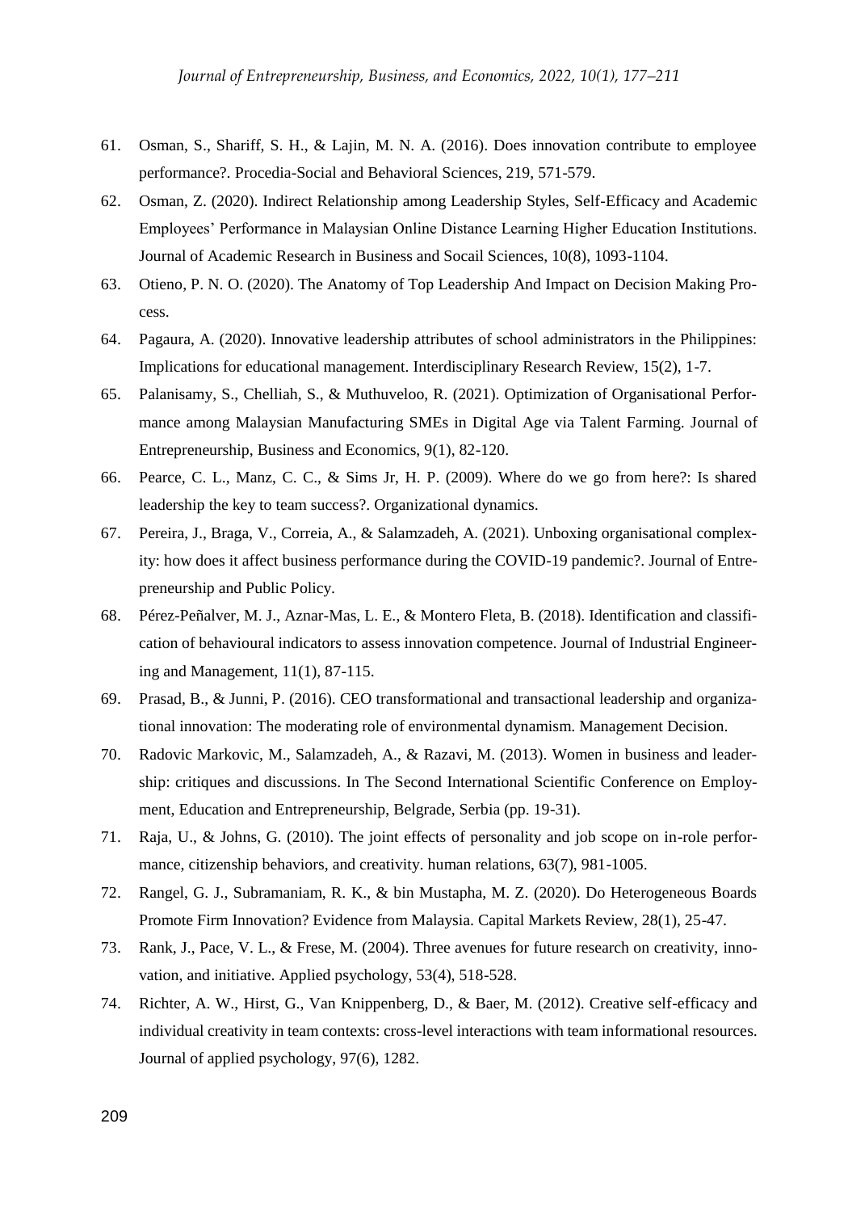61. Osman, S., Shariff, S. H., & Lajin, M. N. A. (2016). Does innovation contribute to employee performance?. Procedia-Social and Behavioral Sciences, 219, 571-579.
62. Osman, Z. (2020). Indirect Relationship among Leadership Styles, Self-Efficacy and Academic Employees' Performance in Malaysian Online Distance Learning Higher Education Institutions. Journal of Academic Research in Business and Socail Sciences, 10(8), 1093-1104.
63. Otieno, P. N. O. (2020). The Anatomy of Top Leadership And Impact on Decision Making Process.
64. Pagaura, A. (2020). Innovative leadership attributes of school administrators in the Philippines: Implications for educational management. Interdisciplinary Research Review, 15(2), 1-7.
65. Palanisamy, S., Chelliah, S., & Muthuveloo, R. (2021). Optimization of Organisational Performance among Malaysian Manufacturing SMEs in Digital Age via Talent Farming. Journal of Entrepreneurship, Business and Economics, 9(1), 82-120.
66. Pearce, C. L., Manz, C. C., & Sims Jr, H. P. (2009). Where do we go from here?: Is shared leadership the key to team success?. Organizational dynamics.
67. Pereira, J., Braga, V., Correia, A., & Salamzadeh, A. (2021). Unboxing organisational complexity: how does it affect business performance during the COVID-19 pandemic?. Journal of Entrepreneurship and Public Policy.
68. Pérez-Peñalver, M. J., Aznar-Mas, L. E., & Montero Fleta, B. (2018). Identification and classification of behavioural indicators to assess innovation competence. Journal of Industrial Engineering and Management, 11(1), 87-115.
69. Prasad, B., & Junni, P. (2016). CEO transformational and transactional leadership and organizational innovation: The moderating role of environmental dynamism. Management Decision.
70. Radovic Markovic, M., Salamzadeh, A., & Razavi, M. (2013). Women in business and leadership: critiques and discussions. In The Second International Scientific Conference on Employment, Education and Entrepreneurship, Belgrade, Serbia (pp. 19-31).
71. Raja, U., & Johns, G. (2010). The joint effects of personality and job scope on in-role performance, citizenship behaviors, and creativity. human relations, 63(7), 981-1005.
72. Rangel, G. J., Subramaniam, R. K., & bin Mustapha, M. Z. (2020). Do Heterogeneous Boards Promote Firm Innovation? Evidence from Malaysia. Capital Markets Review, 28(1), 25-47.
73. Rank, J., Pace, V. L., & Frese, M. (2004). Three avenues for future research on creativity, innovation, and initiative. Applied psychology, 53(4), 518-528.
74. Richter, A. W., Hirst, G., Van Knippenberg, D., & Baer, M. (2012). Creative self-efficacy and individual creativity in team contexts: cross-level interactions with team informational resources. Journal of applied psychology, 97(6), 1282.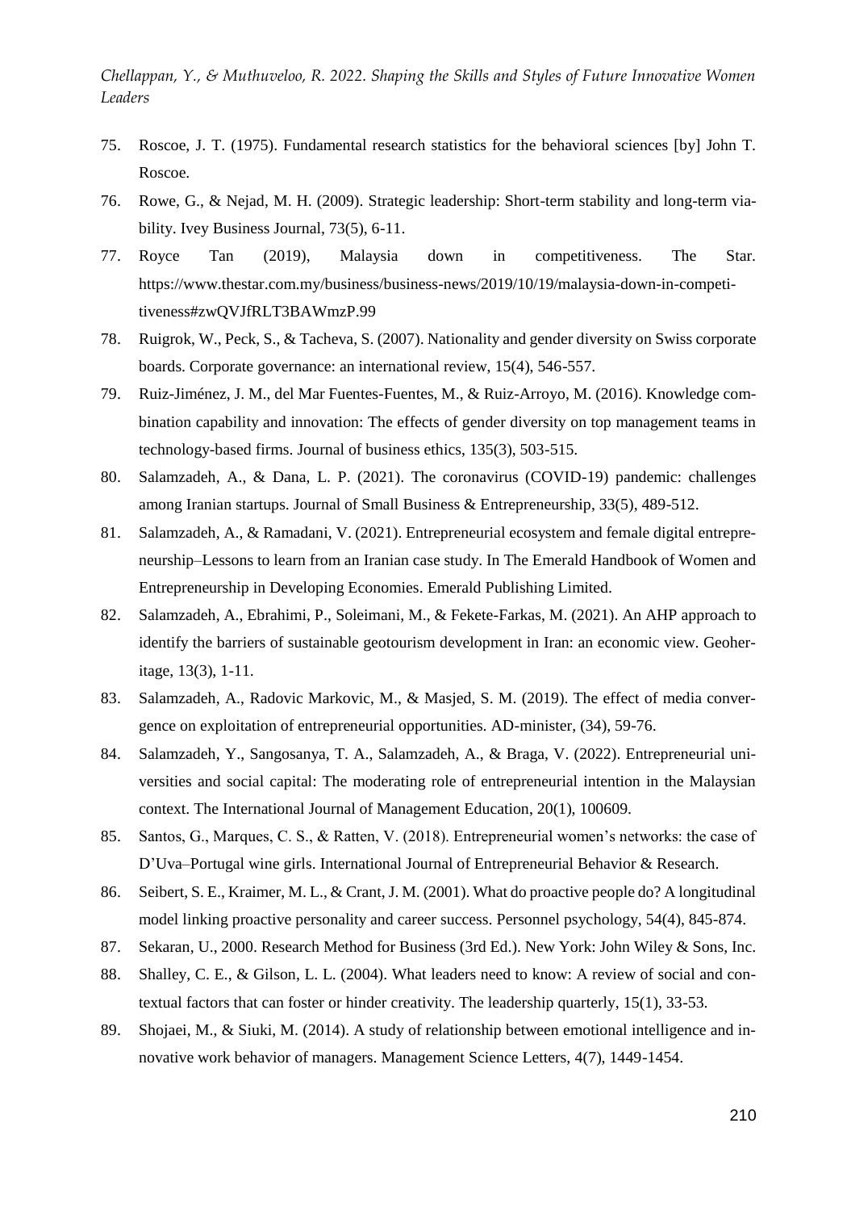75. Roscoe, J. T. (1975). Fundamental research statistics for the behavioral sciences [by] John T. Roscoe.
76. Rowe, G., & Nejad, M. H. (2009). Strategic leadership: Short-term stability and long-term viability. Ivey Business Journal, 73(5), 6-11.
77. Royce Tan (2019), Malaysia down in competitiveness. The Star. https://www.thestar.com.my/business/business-news/2019/10/19/malaysia-down-in-competitiveness#zwQVJfRLT3BAWmzP.99
78. Ruigrok, W., Peck, S., & Tacheva, S. (2007). Nationality and gender diversity on Swiss corporate boards. Corporate governance: an international review, 15(4), 546-557.
79. Ruiz-Jiménez, J. M., del Mar Fuentes-Fuentes, M., & Ruiz-Arroyo, M. (2016). Knowledge combination capability and innovation: The effects of gender diversity on top management teams in technology-based firms. Journal of business ethics, 135(3), 503-515.
80. Salamzadeh, A., & Dana, L. P. (2021). The coronavirus (COVID-19) pandemic: challenges among Iranian startups. Journal of Small Business & Entrepreneurship, 33(5), 489-512.
81. Salamzadeh, A., & Ramadani, V. (2021). Entrepreneurial ecosystem and female digital entrepreneurship–Lessons to learn from an Iranian case study. In The Emerald Handbook of Women and Entrepreneurship in Developing Economies. Emerald Publishing Limited.
82. Salamzadeh, A., Ebrahimi, P., Soleimani, M., & Fekete-Farkas, M. (2021). An AHP approach to identify the barriers of sustainable geotourism development in Iran: an economic view. Geoheritage, 13(3), 1-11.
83. Salamzadeh, A., Radovic Markovic, M., & Masjed, S. M. (2019). The effect of media convergence on exploitation of entrepreneurial opportunities. AD-minister, (34), 59-76.
84. Salamzadeh, Y., Sangosanya, T. A., Salamzadeh, A., & Braga, V. (2022). Entrepreneurial universities and social capital: The moderating role of entrepreneurial intention in the Malaysian context. The International Journal of Management Education, 20(1), 100609.
85. Santos, G., Marques, C. S., & Ratten, V. (2018). Entrepreneurial women's networks: the case of D'Uva–Portugal wine girls. International Journal of Entrepreneurial Behavior & Research.
86. Seibert, S. E., Kraimer, M. L., & Crant, J. M. (2001). What do proactive people do? A longitudinal model linking proactive personality and career success. Personnel psychology, 54(4), 845-874.
87. Sekaran, U., 2000. Research Method for Business (3rd Ed.). New York: John Wiley & Sons, Inc.
88. Shalley, C. E., & Gilson, L. L. (2004). What leaders need to know: A review of social and contextual factors that can foster or hinder creativity. The leadership quarterly, 15(1), 33-53.
89. Shojaei, M., & Siuki, M. (2014). A study of relationship between emotional intelligence and innovative work behavior of managers. Management Science Letters, 4(7), 1449-1454.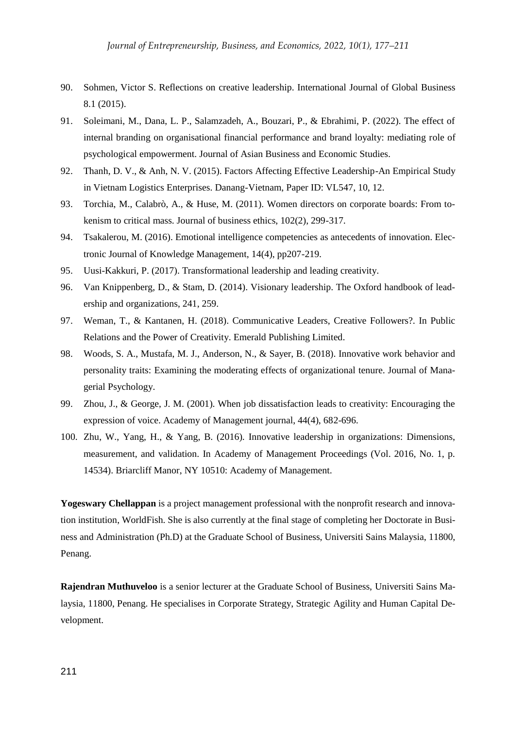90. Sohmen, Victor S. Reflections on creative leadership. International Journal of Global Business 8.1 (2015).
91. Soleimani, M., Dana, L. P., Salamzadeh, A., Bouzari, P., & Ebrahimi, P. (2022). The effect of internal branding on organisational financial performance and brand loyalty: mediating role of psychological empowerment. Journal of Asian Business and Economic Studies.
92. Thanh, D. V., & Anh, N. V. (2015). Factors Affecting Effective Leadership-An Empirical Study in Vietnam Logistics Enterprises. Danang-Vietnam, Paper ID: VL547, 10, 12.
93. Torchia, M., Calabrò, A., & Huse, M. (2011). Women directors on corporate boards: From tokenism to critical mass. Journal of business ethics, 102(2), 299-317.
94. Tsakalerou, M. (2016). Emotional intelligence competencies as antecedents of innovation. Electronic Journal of Knowledge Management, 14(4), pp207-219.
95. Uusi-Kakkuri, P. (2017). Transformational leadership and leading creativity.
96. Van Knippenberg, D., & Stam, D. (2014). Visionary leadership. The Oxford handbook of leadership and organizations, 241, 259.
97. Weman, T., & Kantanen, H. (2018). Communicative Leaders, Creative Followers?. In Public Relations and the Power of Creativity. Emerald Publishing Limited.
98. Woods, S. A., Mustafa, M. J., Anderson, N., & Sayer, B. (2018). Innovative work behavior and personality traits: Examining the moderating effects of organizational tenure. Journal of Managerial Psychology.
99. Zhou, J., & George, J. M. (2001). When job dissatisfaction leads to creativity: Encouraging the expression of voice. Academy of Management journal, 44(4), 682-696.
100. Zhu, W., Yang, H., & Yang, B. (2016). Innovative leadership in organizations: Dimensions, measurement, and validation. In Academy of Management Proceedings (Vol. 2016, No. 1, p. 14534). Briarcliff Manor, NY 10510: Academy of Management.

**Yogeswary Chellappan** is a project management professional with the nonprofit research and innovation institution, WorldFish. She is also currently at the final stage of completing her Doctorate in Business and Administration (Ph.D) at the Graduate School of Business, Universiti Sains Malaysia, 11800, Penang.

**Rajendran Muthuveloo** is a senior lecturer at the Graduate School of Business, Universiti Sains Malaysia, 11800, Penang. He specialises in Corporate Strategy, Strategic Agility and Human Capital Development.